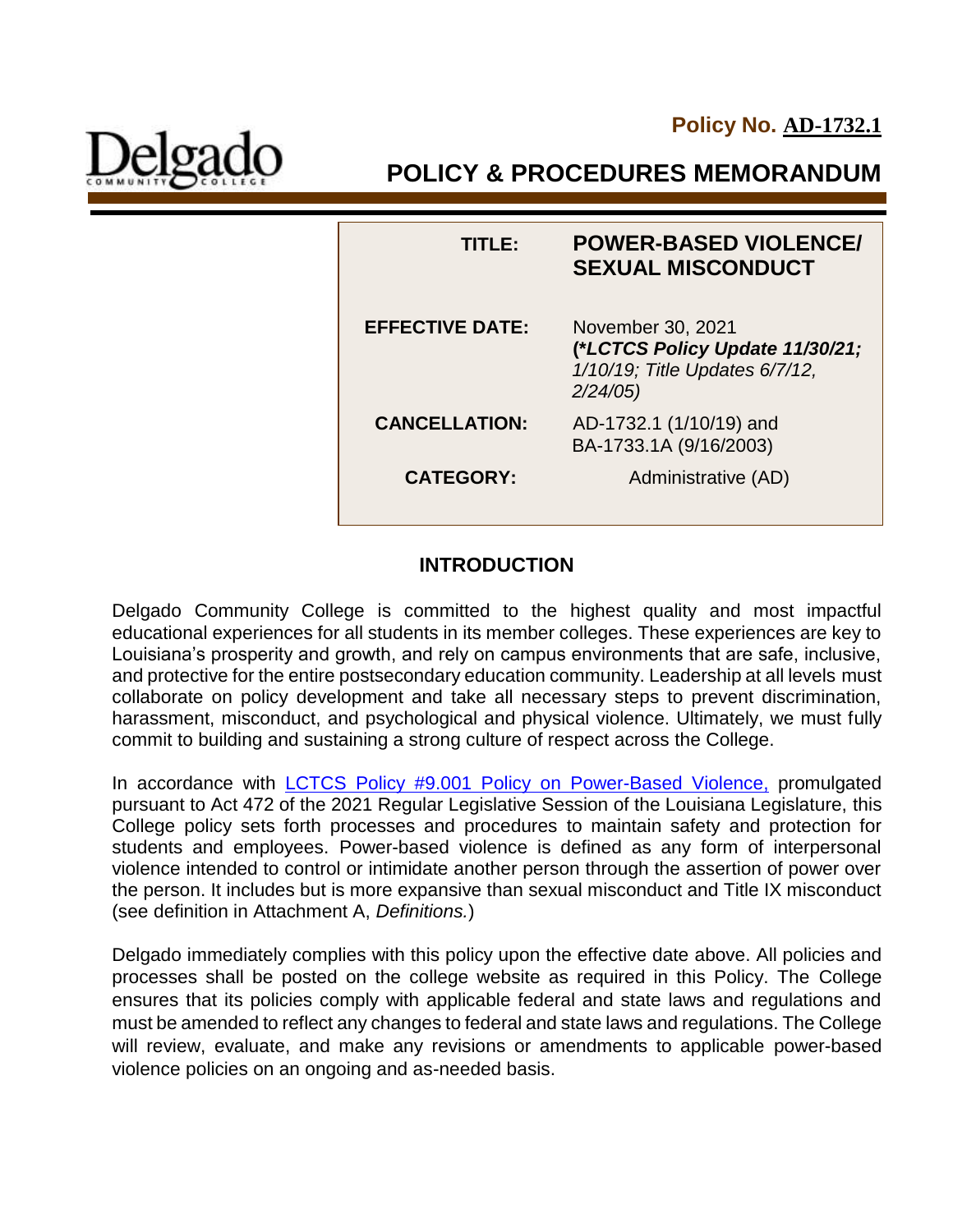**Policy No. AD-1732.1**

Delgado COMMUNITY COLLEGE

# POLICY & PROCEDURES MEMORANDUM

| | |
|---|---|
| **TITLE:** | **POWER-BASED VIOLENCE/ SEXUAL MISCONDUCT** |
| **EFFECTIVE DATE:** | November 30, 2021 ***(\*LCTCS Policy Update 11/30/21;*** *1/10/19; Title Updates 6/7/12, 2/24/05)* |
| **CANCELLATION:** | AD-1732.1 (1/10/19) and BA-1733.1A (9/16/2003) |
| **CATEGORY:** | Administrative (AD) |

## INTRODUCTION

Delgado Community College is committed to the highest quality and most impactful educational experiences for all students in its member colleges. These experiences are key to Louisiana's prosperity and growth, and rely on campus environments that are safe, inclusive, and protective for the entire postsecondary education community. Leadership at all levels must collaborate on policy development and take all necessary steps to prevent discrimination, harassment, misconduct, and psychological and physical violence. Ultimately, we must fully commit to building and sustaining a strong culture of respect across the College.

In accordance with LCTCS Policy #9.001 Policy on Power-Based Violence, promulgated pursuant to Act 472 of the 2021 Regular Legislative Session of the Louisiana Legislature, this College policy sets forth processes and procedures to maintain safety and protection for students and employees. Power-based violence is defined as any form of interpersonal violence intended to control or intimidate another person through the assertion of power over the person. It includes but is more expansive than sexual misconduct and Title IX misconduct (see definition in Attachment A, *Definitions.*)

Delgado immediately complies with this policy upon the effective date above. All policies and processes shall be posted on the college website as required in this Policy. The College ensures that its policies comply with applicable federal and state laws and regulations and must be amended to reflect any changes to federal and state laws and regulations. The College will review, evaluate, and make any revisions or amendments to applicable power-based violence policies on an ongoing and as-needed basis.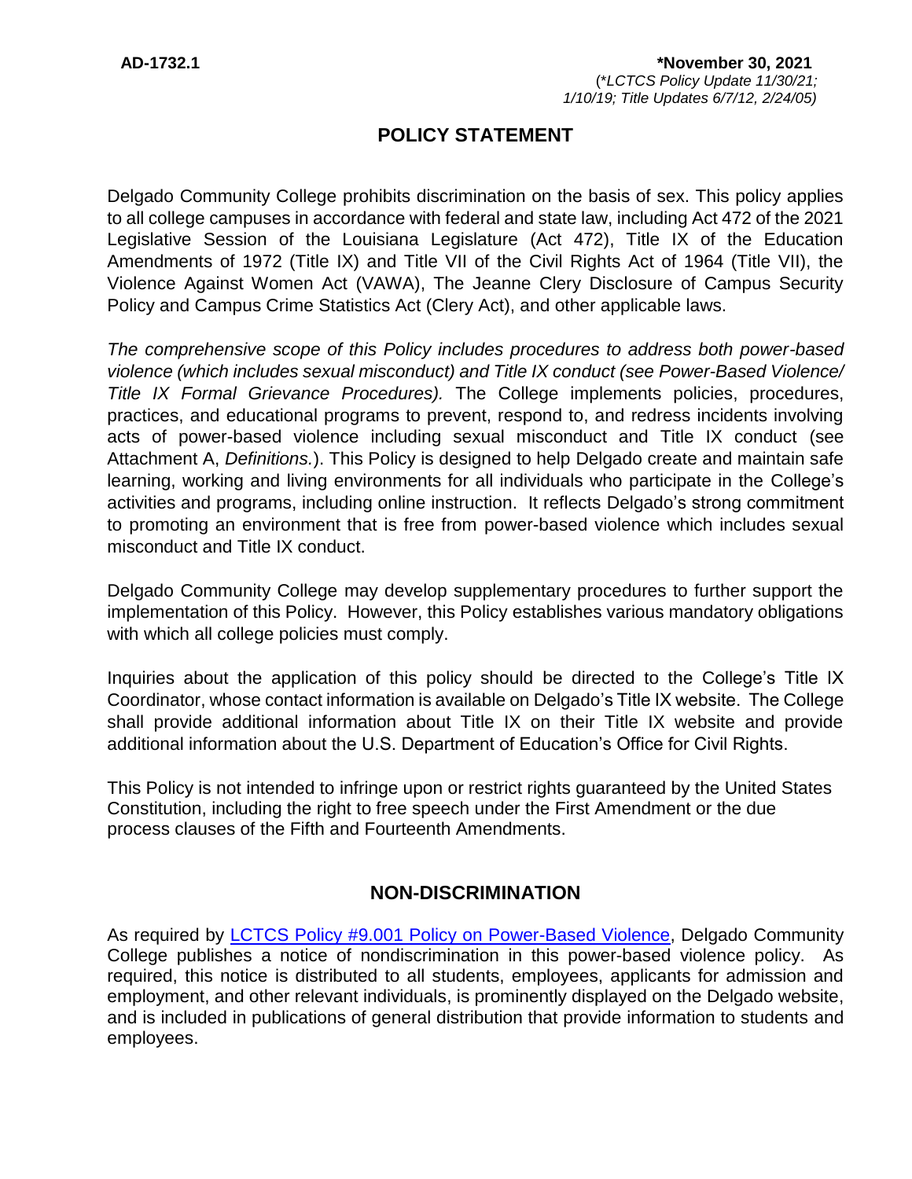**AD-1732.1** **\*November 30, 2021**

*(\*LCTCS Policy Update 11/30/21; 1/10/19; Title Updates 6/7/12, 2/24/05)*

## POLICY STATEMENT

Delgado Community College prohibits discrimination on the basis of sex. This policy applies to all college campuses in accordance with federal and state law, including Act 472 of the 2021 Legislative Session of the Louisiana Legislature (Act 472), Title IX of the Education Amendments of 1972 (Title IX) and Title VII of the Civil Rights Act of 1964 (Title VII), the Violence Against Women Act (VAWA), The Jeanne Clery Disclosure of Campus Security Policy and Campus Crime Statistics Act (Clery Act), and other applicable laws.

*The comprehensive scope of this Policy includes procedures to address both power-based violence (which includes sexual misconduct) and Title IX conduct (see Power-Based Violence/ Title IX Formal Grievance Procedures).* The College implements policies, procedures, practices, and educational programs to prevent, respond to, and redress incidents involving acts of power-based violence including sexual misconduct and Title IX conduct (see Attachment A, *Definitions.*). This Policy is designed to help Delgado create and maintain safe learning, working and living environments for all individuals who participate in the College's activities and programs, including online instruction. It reflects Delgado's strong commitment to promoting an environment that is free from power-based violence which includes sexual misconduct and Title IX conduct.

Delgado Community College may develop supplementary procedures to further support the implementation of this Policy. However, this Policy establishes various mandatory obligations with which all college policies must comply.

Inquiries about the application of this policy should be directed to the College's Title IX Coordinator, whose contact information is available on Delgado's Title IX website. The College shall provide additional information about Title IX on their Title IX website and provide additional information about the U.S. Department of Education's Office for Civil Rights.

This Policy is not intended to infringe upon or restrict rights guaranteed by the United States Constitution, including the right to free speech under the First Amendment or the due process clauses of the Fifth and Fourteenth Amendments.

## NON-DISCRIMINATION

As required by LCTCS Policy #9.001 Policy on Power-Based Violence, Delgado Community College publishes a notice of nondiscrimination in this power-based violence policy. As required, this notice is distributed to all students, employees, applicants for admission and employment, and other relevant individuals, is prominently displayed on the Delgado website, and is included in publications of general distribution that provide information to students and employees.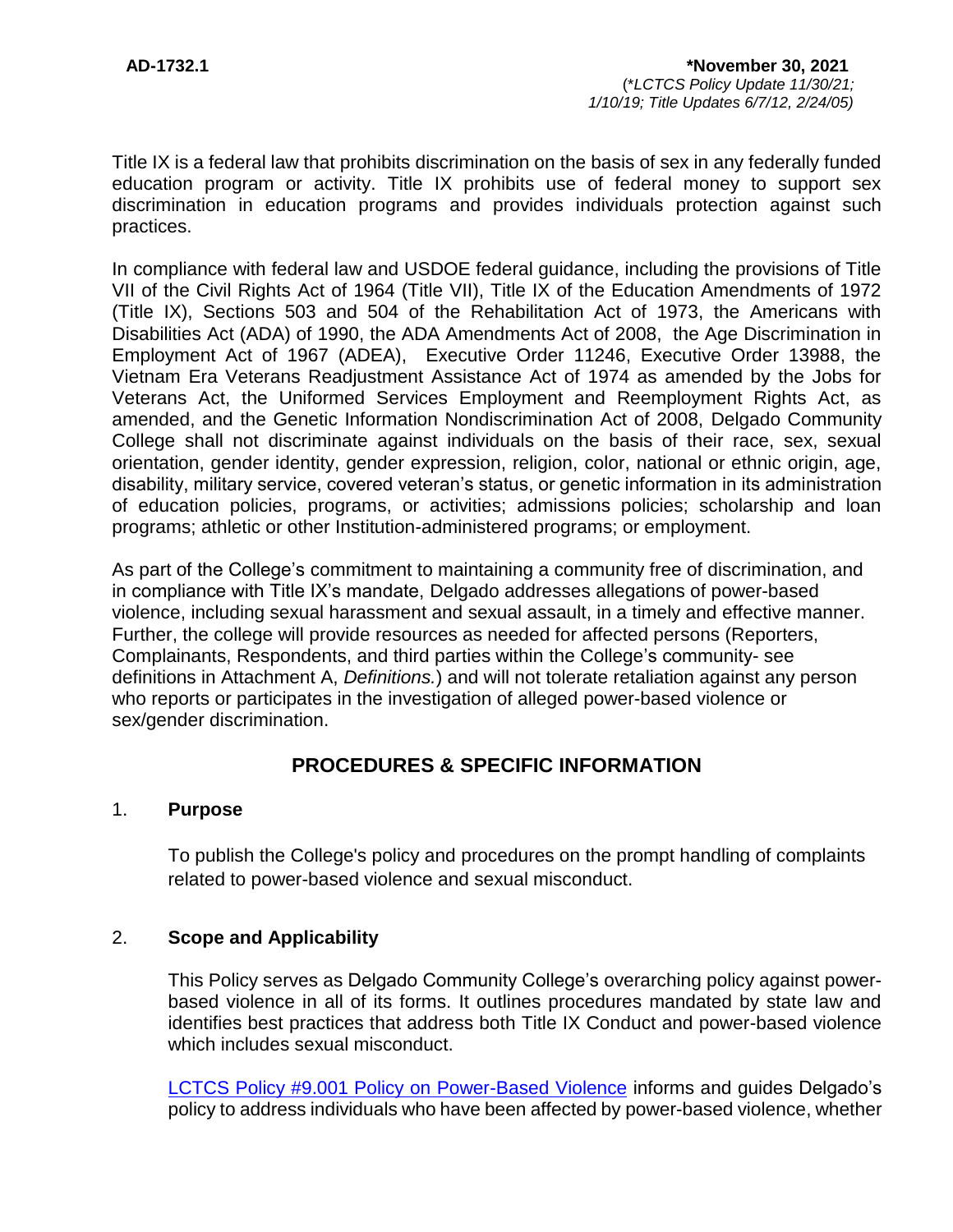Title IX is a federal law that prohibits discrimination on the basis of sex in any federally funded education program or activity. Title IX prohibits use of federal money to support sex discrimination in education programs and provides individuals protection against such practices.

In compliance with federal law and USDOE federal guidance, including the provisions of Title VII of the Civil Rights Act of 1964 (Title VII), Title IX of the Education Amendments of 1972 (Title IX), Sections 503 and 504 of the Rehabilitation Act of 1973, the Americans with Disabilities Act (ADA) of 1990, the ADA Amendments Act of 2008, the Age Discrimination in Employment Act of 1967 (ADEA), Executive Order 11246, Executive Order 13988, the Vietnam Era Veterans Readjustment Assistance Act of 1974 as amended by the Jobs for Veterans Act, the Uniformed Services Employment and Reemployment Rights Act, as amended, and the Genetic Information Nondiscrimination Act of 2008, Delgado Community College shall not discriminate against individuals on the basis of their race, sex, sexual orientation, gender identity, gender expression, religion, color, national or ethnic origin, age, disability, military service, covered veteran's status, or genetic information in its administration of education policies, programs, or activities; admissions policies; scholarship and loan programs; athletic or other Institution-administered programs; or employment.

As part of the College's commitment to maintaining a community free of discrimination, and in compliance with Title IX's mandate, Delgado addresses allegations of power-based violence, including sexual harassment and sexual assault, in a timely and effective manner. Further, the college will provide resources as needed for affected persons (Reporters, Complainants, Respondents, and third parties within the College's community- see definitions in Attachment A, *Definitions.*) and will not tolerate retaliation against any person who reports or participates in the investigation of alleged power-based violence or sex/gender discrimination.

## PROCEDURES & SPECIFIC INFORMATION

### 1. Purpose

To publish the College's policy and procedures on the prompt handling of complaints related to power-based violence and sexual misconduct.

### 2. Scope and Applicability

This Policy serves as Delgado Community College's overarching policy against power-based violence in all of its forms. It outlines procedures mandated by state law and identifies best practices that address both Title IX Conduct and power-based violence which includes sexual misconduct.

LCTCS Policy #9.001 Policy on Power-Based Violence informs and guides Delgado's policy to address individuals who have been affected by power-based violence, whether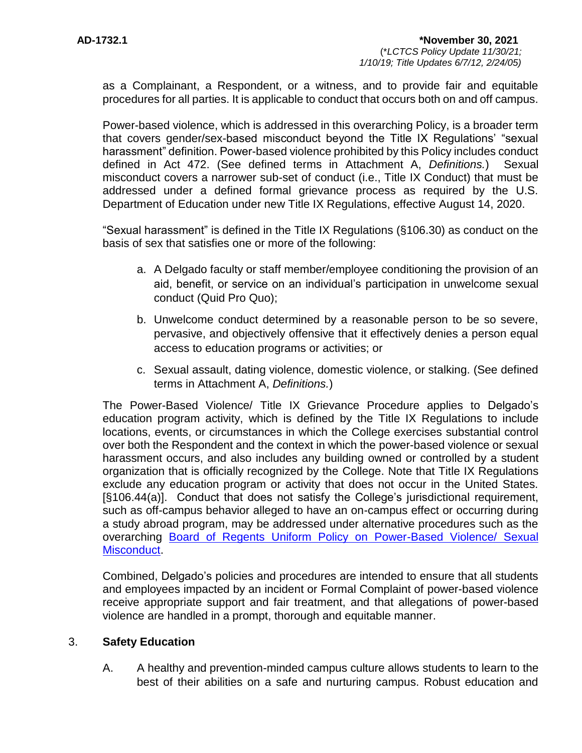as a Complainant, a Respondent, or a witness, and to provide fair and equitable procedures for all parties. It is applicable to conduct that occurs both on and off campus.

Power-based violence, which is addressed in this overarching Policy, is a broader term that covers gender/sex-based misconduct beyond the Title IX Regulations' "sexual harassment" definition. Power-based violence prohibited by this Policy includes conduct defined in Act 472. (See defined terms in Attachment A, *Definitions.*) Sexual misconduct covers a narrower sub-set of conduct (i.e., Title IX Conduct) that must be addressed under a defined formal grievance process as required by the U.S. Department of Education under new Title IX Regulations, effective August 14, 2020.

"Sexual harassment" is defined in the Title IX Regulations (§106.30) as conduct on the basis of sex that satisfies one or more of the following:

a. A Delgado faculty or staff member/employee conditioning the provision of an aid, benefit, or service on an individual's participation in unwelcome sexual conduct (Quid Pro Quo);

b. Unwelcome conduct determined by a reasonable person to be so severe, pervasive, and objectively offensive that it effectively denies a person equal access to education programs or activities; or

c. Sexual assault, dating violence, domestic violence, or stalking. (See defined terms in Attachment A, *Definitions.*)

The Power-Based Violence/ Title IX Grievance Procedure applies to Delgado's education program activity, which is defined by the Title IX Regulations to include locations, events, or circumstances in which the College exercises substantial control over both the Respondent and the context in which the power-based violence or sexual harassment occurs, and also includes any building owned or controlled by a student organization that is officially recognized by the College. Note that Title IX Regulations exclude any education program or activity that does not occur in the United States. [§106.44(a)]. Conduct that does not satisfy the College's jurisdictional requirement, such as off-campus behavior alleged to have an on-campus effect or occurring during a study abroad program, may be addressed under alternative procedures such as the overarching Board of Regents Uniform Policy on Power-Based Violence/ Sexual Misconduct.

Combined, Delgado's policies and procedures are intended to ensure that all students and employees impacted by an incident or Formal Complaint of power-based violence receive appropriate support and fair treatment, and that allegations of power-based violence are handled in a prompt, thorough and equitable manner.

3. **Safety Education**

A. A healthy and prevention-minded campus culture allows students to learn to the best of their abilities on a safe and nurturing campus. Robust education and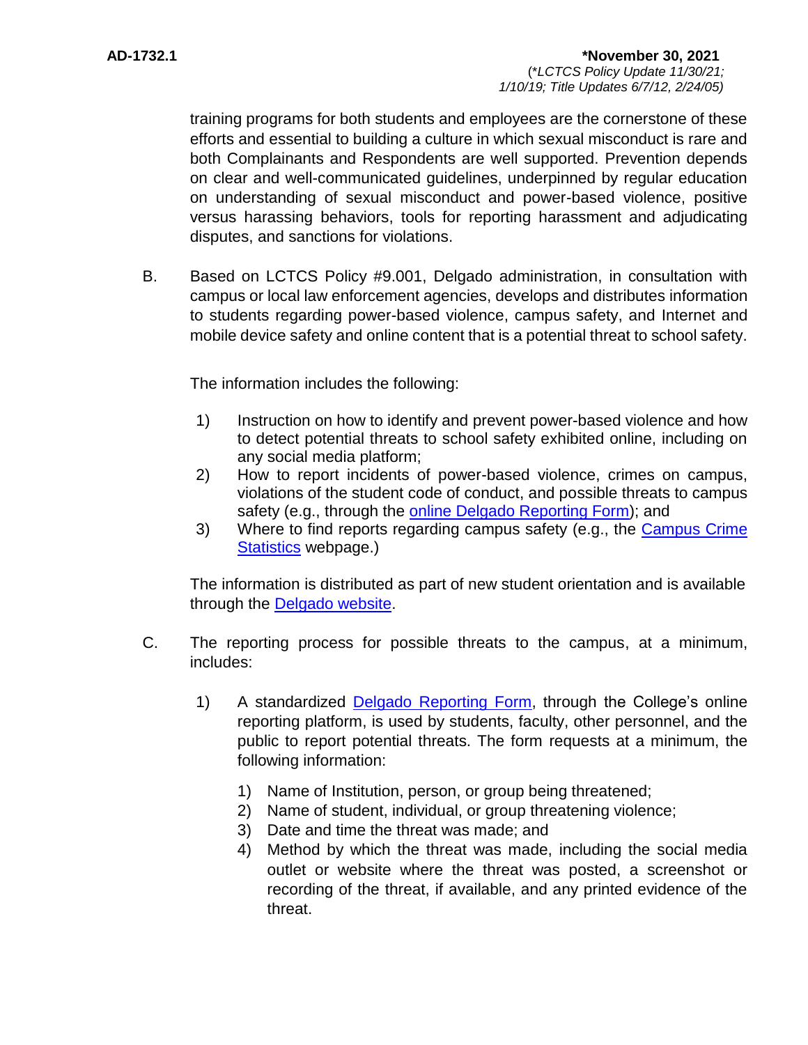training programs for both students and employees are the cornerstone of these efforts and essential to building a culture in which sexual misconduct is rare and both Complainants and Respondents are well supported. Prevention depends on clear and well-communicated guidelines, underpinned by regular education on understanding of sexual misconduct and power-based violence, positive versus harassing behaviors, tools for reporting harassment and adjudicating disputes, and sanctions for violations.

B. Based on LCTCS Policy #9.001, Delgado administration, in consultation with campus or local law enforcement agencies, develops and distributes information to students regarding power-based violence, campus safety, and Internet and mobile device safety and online content that is a potential threat to school safety.

The information includes the following:

1) Instruction on how to identify and prevent power-based violence and how to detect potential threats to school safety exhibited online, including on any social media platform;
2) How to report incidents of power-based violence, crimes on campus, violations of the student code of conduct, and possible threats to campus safety (e.g., through the online Delgado Reporting Form); and
3) Where to find reports regarding campus safety (e.g., the Campus Crime Statistics webpage.)

The information is distributed as part of new student orientation and is available through the Delgado website.

C. The reporting process for possible threats to the campus, at a minimum, includes:

1) A standardized Delgado Reporting Form, through the College's online reporting platform, is used by students, faculty, other personnel, and the public to report potential threats. The form requests at a minimum, the following information:

    1) Name of Institution, person, or group being threatened;
    2) Name of student, individual, or group threatening violence;
    3) Date and time the threat was made; and
    4) Method by which the threat was made, including the social media outlet or website where the threat was posted, a screenshot or recording of the threat, if available, and any printed evidence of the threat.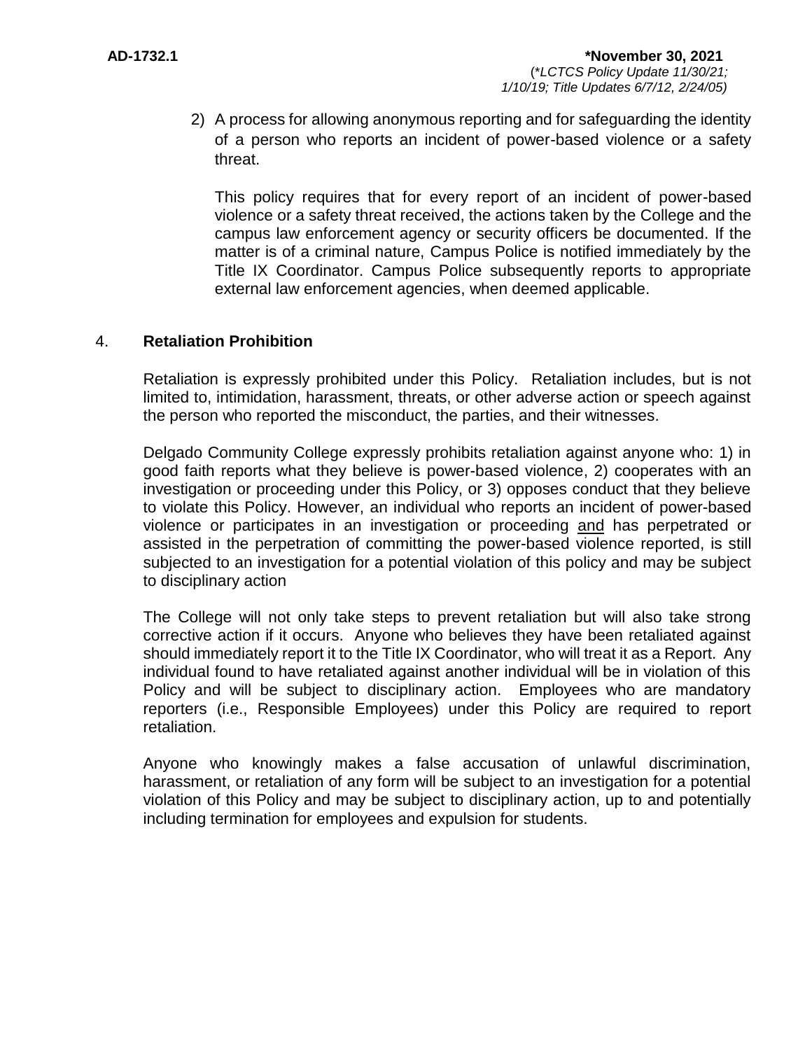2) A process for allowing anonymous reporting and for safeguarding the identity of a person who reports an incident of power-based violence or a safety threat.

This policy requires that for every report of an incident of power-based violence or a safety threat received, the actions taken by the College and the campus law enforcement agency or security officers be documented. If the matter is of a criminal nature, Campus Police is notified immediately by the Title IX Coordinator. Campus Police subsequently reports to appropriate external law enforcement agencies, when deemed applicable.

## 4. **Retaliation Prohibition**

Retaliation is expressly prohibited under this Policy. Retaliation includes, but is not limited to, intimidation, harassment, threats, or other adverse action or speech against the person who reported the misconduct, the parties, and their witnesses.

Delgado Community College expressly prohibits retaliation against anyone who: 1) in good faith reports what they believe is power-based violence, 2) cooperates with an investigation or proceeding under this Policy, or 3) opposes conduct that they believe to violate this Policy. However, an individual who reports an incident of power-based violence or participates in an investigation or proceeding and has perpetrated or assisted in the perpetration of committing the power-based violence reported, is still subjected to an investigation for a potential violation of this policy and may be subject to disciplinary action

The College will not only take steps to prevent retaliation but will also take strong corrective action if it occurs. Anyone who believes they have been retaliated against should immediately report it to the Title IX Coordinator, who will treat it as a Report. Any individual found to have retaliated against another individual will be in violation of this Policy and will be subject to disciplinary action. Employees who are mandatory reporters (i.e., Responsible Employees) under this Policy are required to report retaliation.

Anyone who knowingly makes a false accusation of unlawful discrimination, harassment, or retaliation of any form will be subject to an investigation for a potential violation of this Policy and may be subject to disciplinary action, up to and potentially including termination for employees and expulsion for students.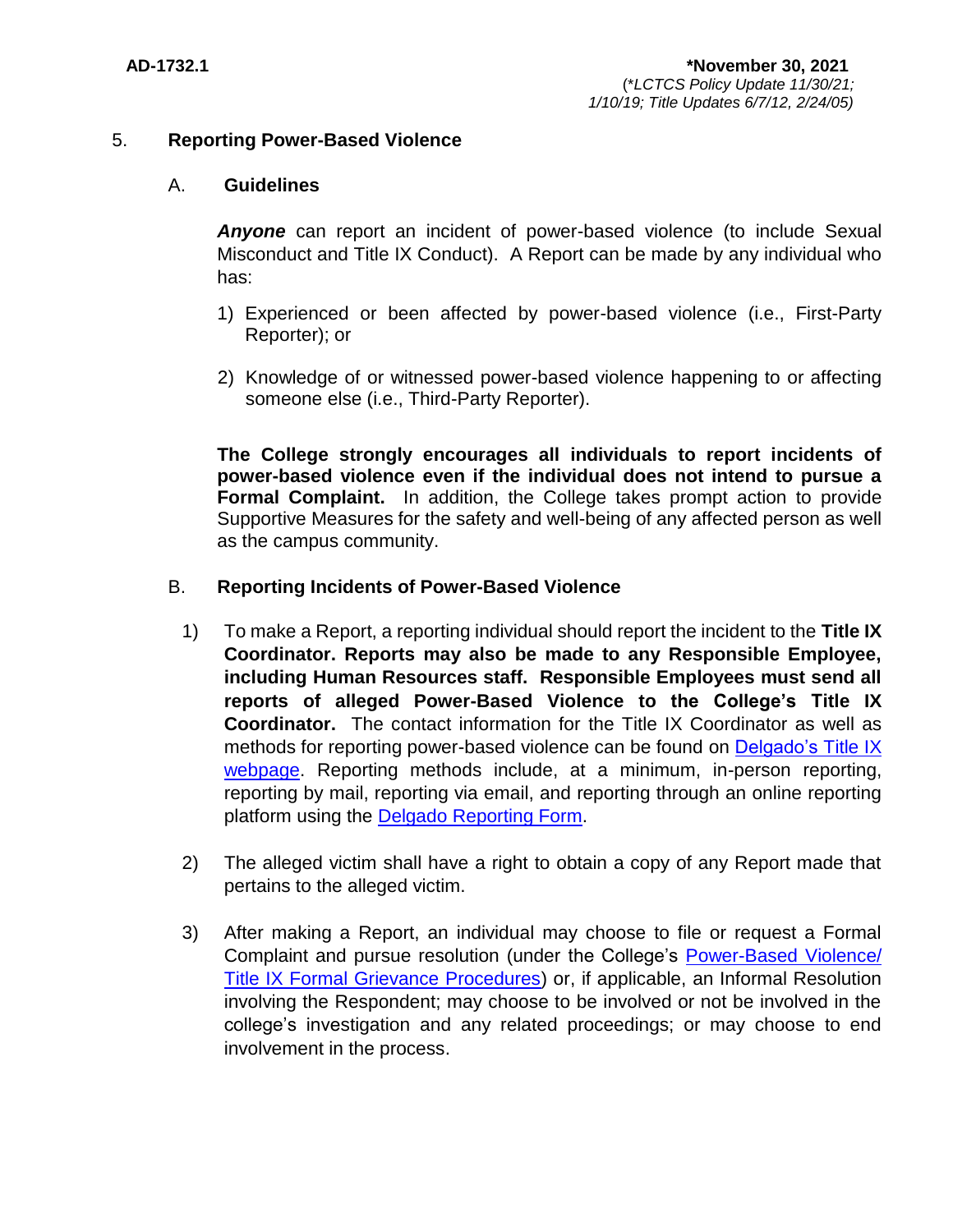## 5. Reporting Power-Based Violence

### A. Guidelines

***Anyone*** can report an incident of power-based violence (to include Sexual Misconduct and Title IX Conduct). A Report can be made by any individual who has:

1) Experienced or been affected by power-based violence (i.e., First-Party Reporter); or

2) Knowledge of or witnessed power-based violence happening to or affecting someone else (i.e., Third-Party Reporter).

**The College strongly encourages all individuals to report incidents of power-based violence even if the individual does not intend to pursue a Formal Complaint.** In addition, the College takes prompt action to provide Supportive Measures for the safety and well-being of any affected person as well as the campus community.

### B. Reporting Incidents of Power-Based Violence

1) To make a Report, a reporting individual should report the incident to the **Title IX Coordinator. Reports may also be made to any Responsible Employee, including Human Resources staff. Responsible Employees must send all reports of alleged Power-Based Violence to the College's Title IX Coordinator.** The contact information for the Title IX Coordinator as well as methods for reporting power-based violence can be found on [Delgado's Title IX webpage](). Reporting methods include, at a minimum, in-person reporting, reporting by mail, reporting via email, and reporting through an online reporting platform using the [Delgado Reporting Form]().

2) The alleged victim shall have a right to obtain a copy of any Report made that pertains to the alleged victim.

3) After making a Report, an individual may choose to file or request a Formal Complaint and pursue resolution (under the College's [Power-Based Violence/ Title IX Formal Grievance Procedures]()) or, if applicable, an Informal Resolution involving the Respondent; may choose to be involved or not be involved in the college's investigation and any related proceedings; or may choose to end involvement in the process.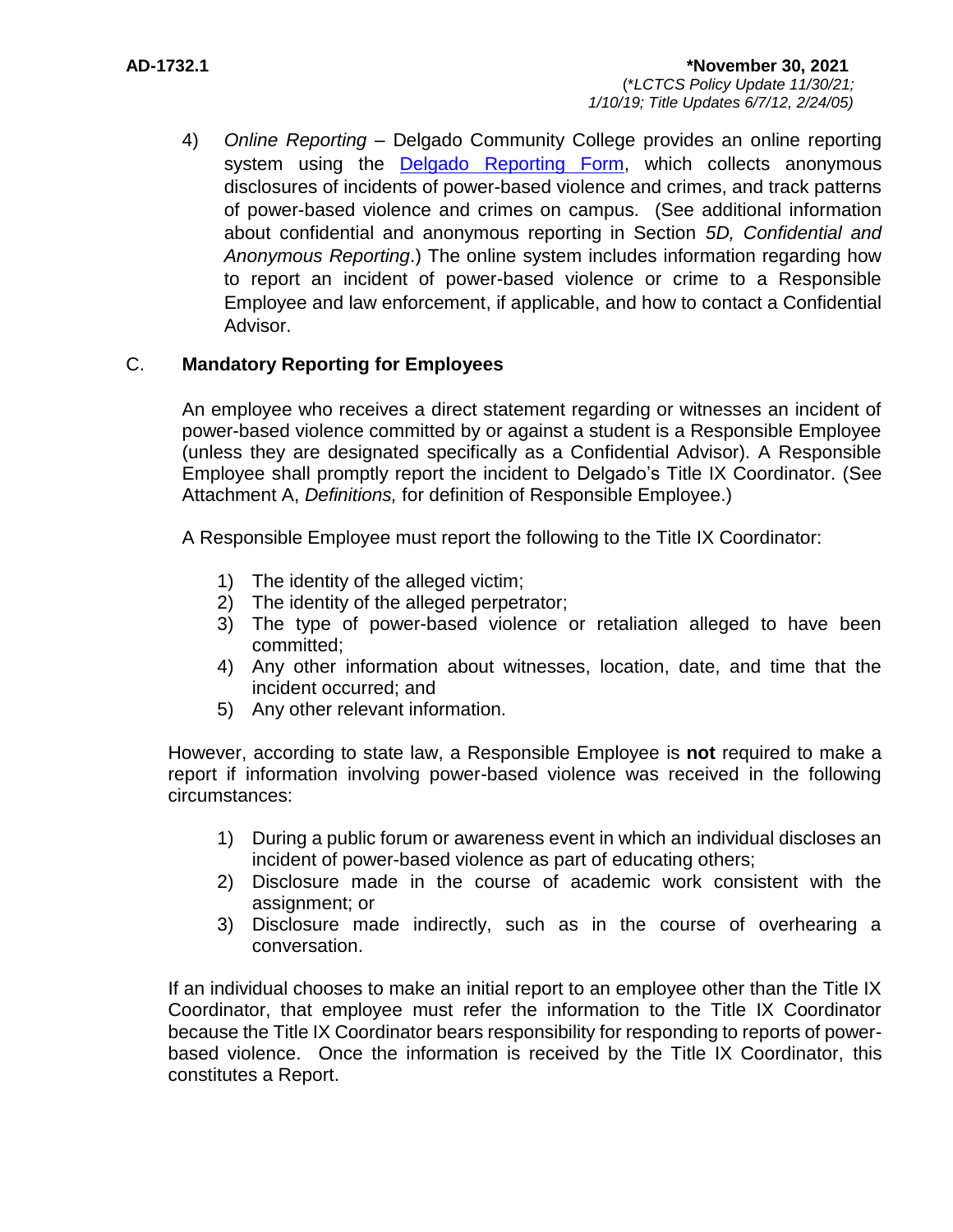4) *Online Reporting* – Delgado Community College provides an online reporting system using the Delgado Reporting Form, which collects anonymous disclosures of incidents of power-based violence and crimes, and track patterns of power-based violence and crimes on campus. (See additional information about confidential and anonymous reporting in Section *5D, Confidential and Anonymous Reporting*.) The online system includes information regarding how to report an incident of power-based violence or crime to a Responsible Employee and law enforcement, if applicable, and how to contact a Confidential Advisor.

## C. Mandatory Reporting for Employees

An employee who receives a direct statement regarding or witnesses an incident of power-based violence committed by or against a student is a Responsible Employee (unless they are designated specifically as a Confidential Advisor). A Responsible Employee shall promptly report the incident to Delgado's Title IX Coordinator. (See Attachment A, *Definitions,* for definition of Responsible Employee.)

A Responsible Employee must report the following to the Title IX Coordinator:

1) The identity of the alleged victim;
2) The identity of the alleged perpetrator;
3) The type of power-based violence or retaliation alleged to have been committed;
4) Any other information about witnesses, location, date, and time that the incident occurred; and
5) Any other relevant information.

However, according to state law, a Responsible Employee is **not** required to make a report if information involving power-based violence was received in the following circumstances:

1) During a public forum or awareness event in which an individual discloses an incident of power-based violence as part of educating others;
2) Disclosure made in the course of academic work consistent with the assignment; or
3) Disclosure made indirectly, such as in the course of overhearing a conversation.

If an individual chooses to make an initial report to an employee other than the Title IX Coordinator, that employee must refer the information to the Title IX Coordinator because the Title IX Coordinator bears responsibility for responding to reports of power-based violence. Once the information is received by the Title IX Coordinator, this constitutes a Report.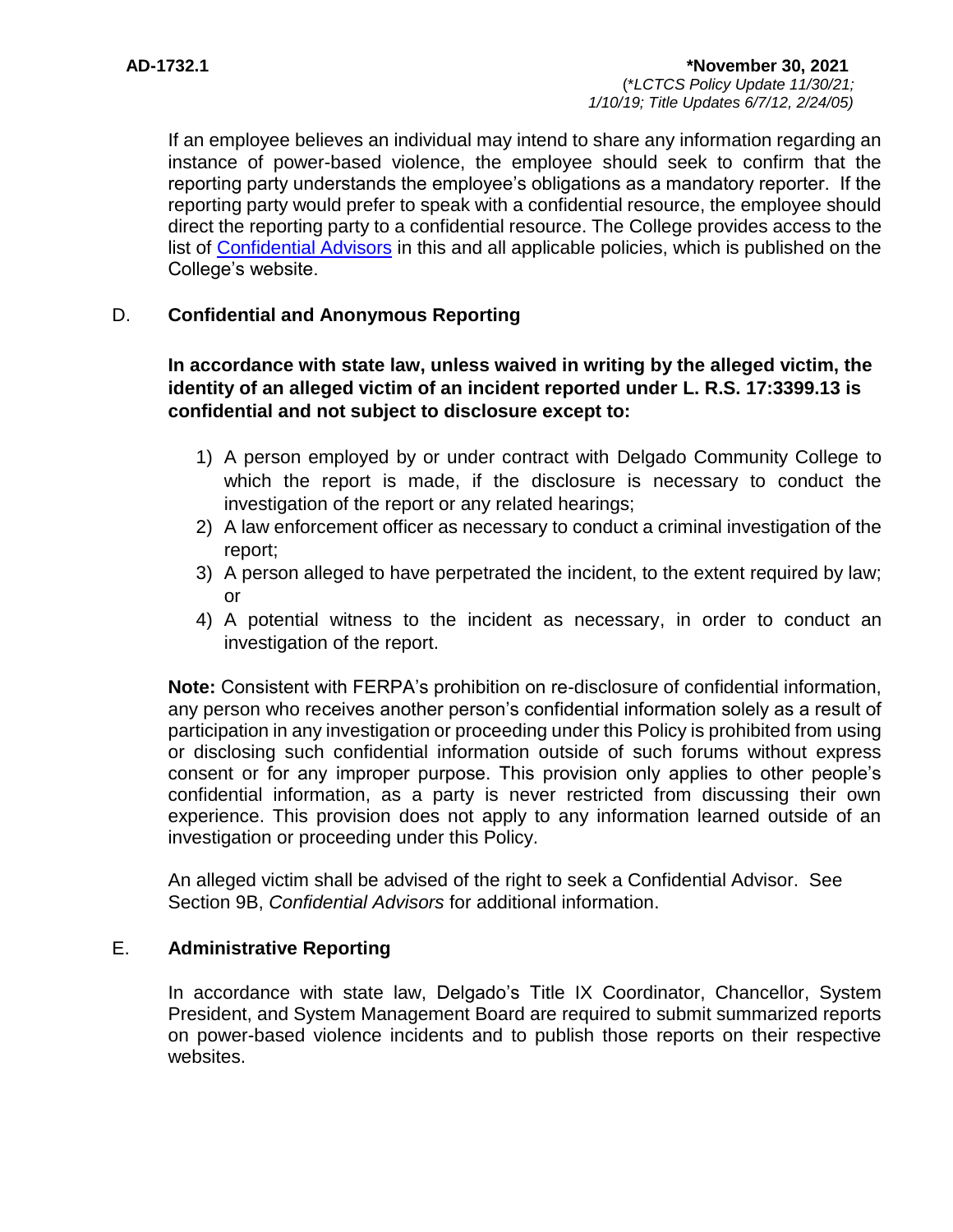If an employee believes an individual may intend to share any information regarding an instance of power-based violence, the employee should seek to confirm that the reporting party understands the employee's obligations as a mandatory reporter. If the reporting party would prefer to speak with a confidential resource, the employee should direct the reporting party to a confidential resource. The College provides access to the list of Confidential Advisors in this and all applicable policies, which is published on the College's website.

## D. Confidential and Anonymous Reporting

**In accordance with state law, unless waived in writing by the alleged victim, the identity of an alleged victim of an incident reported under L. R.S. 17:3399.13 is confidential and not subject to disclosure except to:**

1) A person employed by or under contract with Delgado Community College to which the report is made, if the disclosure is necessary to conduct the investigation of the report or any related hearings;
2) A law enforcement officer as necessary to conduct a criminal investigation of the report;
3) A person alleged to have perpetrated the incident, to the extent required by law; or
4) A potential witness to the incident as necessary, in order to conduct an investigation of the report.

**Note:** Consistent with FERPA's prohibition on re-disclosure of confidential information, any person who receives another person's confidential information solely as a result of participation in any investigation or proceeding under this Policy is prohibited from using or disclosing such confidential information outside of such forums without express consent or for any improper purpose. This provision only applies to other people's confidential information, as a party is never restricted from discussing their own experience. This provision does not apply to any information learned outside of an investigation or proceeding under this Policy.

An alleged victim shall be advised of the right to seek a Confidential Advisor. See Section 9B, *Confidential Advisors* for additional information.

## E. Administrative Reporting

In accordance with state law, Delgado's Title IX Coordinator, Chancellor, System President, and System Management Board are required to submit summarized reports on power-based violence incidents and to publish those reports on their respective websites.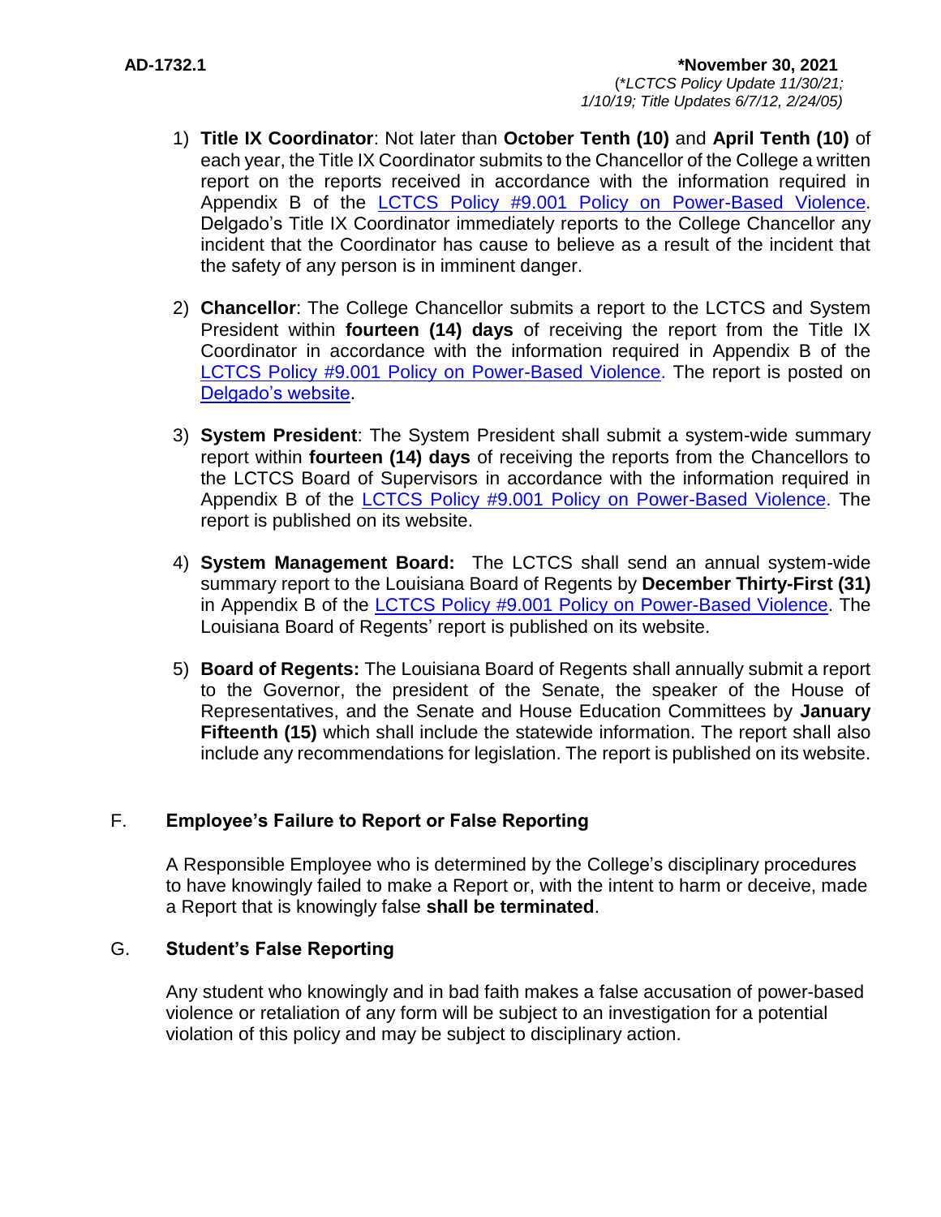1) **Title IX Coordinator**: Not later than **October Tenth (10)** and **April Tenth (10)** of each year, the Title IX Coordinator submits to the Chancellor of the College a written report on the reports received in accordance with the information required in Appendix B of the LCTCS Policy #9.001 Policy on Power-Based Violence. Delgado's Title IX Coordinator immediately reports to the College Chancellor any incident that the Coordinator has cause to believe as a result of the incident that the safety of any person is in imminent danger.

2) **Chancellor**: The College Chancellor submits a report to the LCTCS and System President within **fourteen (14) days** of receiving the report from the Title IX Coordinator in accordance with the information required in Appendix B of the LCTCS Policy #9.001 Policy on Power-Based Violence. The report is posted on Delgado's website.

3) **System President**: The System President shall submit a system-wide summary report within **fourteen (14) days** of receiving the reports from the Chancellors to the LCTCS Board of Supervisors in accordance with the information required in Appendix B of the LCTCS Policy #9.001 Policy on Power-Based Violence. The report is published on its website.

4) **System Management Board:** The LCTCS shall send an annual system-wide summary report to the Louisiana Board of Regents by **December Thirty-First (31)** in Appendix B of the LCTCS Policy #9.001 Policy on Power-Based Violence. The Louisiana Board of Regents' report is published on its website.

5) **Board of Regents:** The Louisiana Board of Regents shall annually submit a report to the Governor, the president of the Senate, the speaker of the House of Representatives, and the Senate and House Education Committees by **January Fifteenth (15)** which shall include the statewide information. The report shall also include any recommendations for legislation. The report is published on its website.

## F. Employee's Failure to Report or False Reporting

A Responsible Employee who is determined by the College's disciplinary procedures to have knowingly failed to make a Report or, with the intent to harm or deceive, made a Report that is knowingly false **shall be terminated**.

## G. Student's False Reporting

Any student who knowingly and in bad faith makes a false accusation of power-based violence or retaliation of any form will be subject to an investigation for a potential violation of this policy and may be subject to disciplinary action.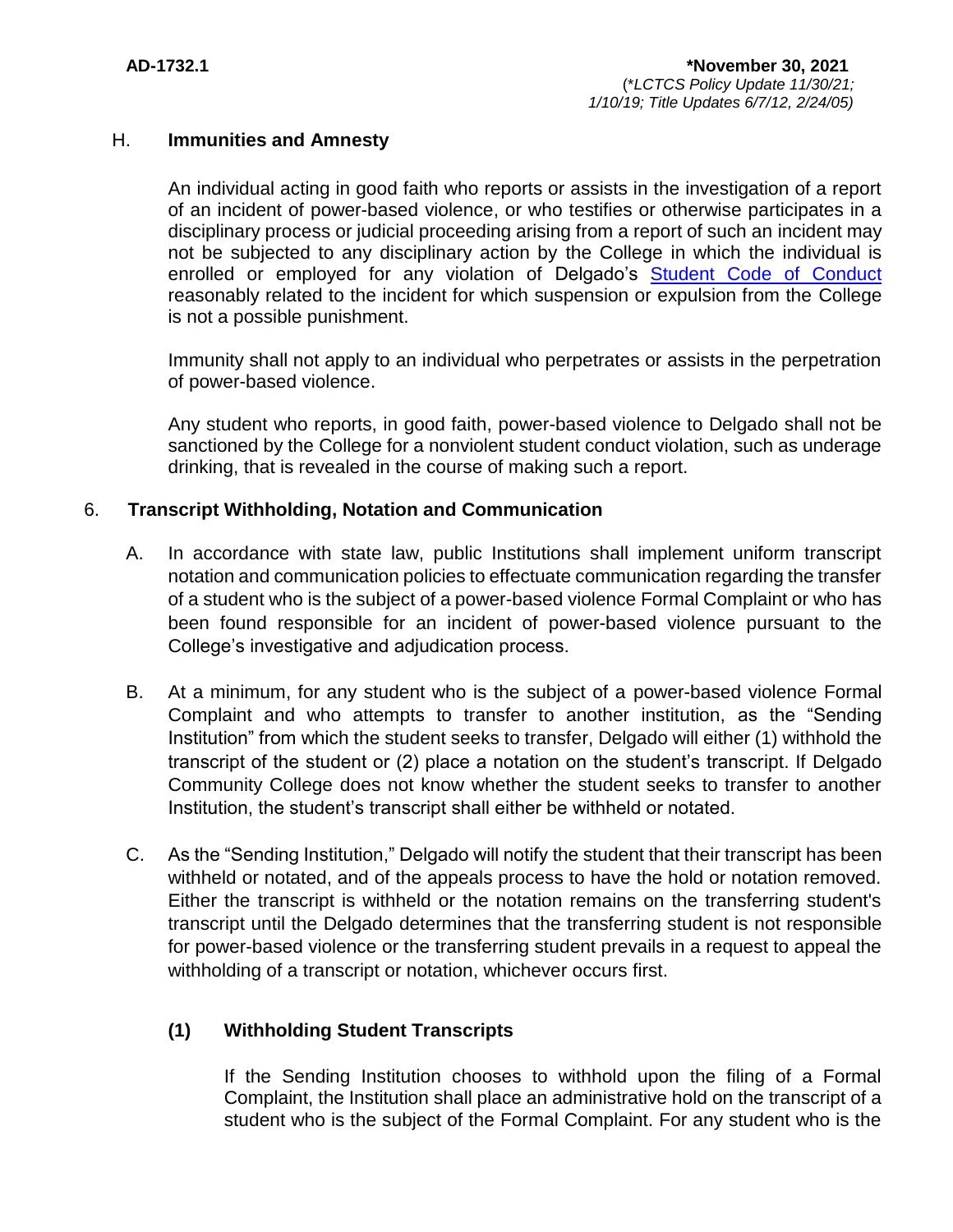H. **Immunities and Amnesty**

An individual acting in good faith who reports or assists in the investigation of a report of an incident of power-based violence, or who testifies or otherwise participates in a disciplinary process or judicial proceeding arising from a report of such an incident may not be subjected to any disciplinary action by the College in which the individual is enrolled or employed for any violation of Delgado's Student Code of Conduct reasonably related to the incident for which suspension or expulsion from the College is not a possible punishment.

Immunity shall not apply to an individual who perpetrates or assists in the perpetration of power-based violence.

Any student who reports, in good faith, power-based violence to Delgado shall not be sanctioned by the College for a nonviolent student conduct violation, such as underage drinking, that is revealed in the course of making such a report.

6. **Transcript Withholding, Notation and Communication**

A. In accordance with state law, public Institutions shall implement uniform transcript notation and communication policies to effectuate communication regarding the transfer of a student who is the subject of a power-based violence Formal Complaint or who has been found responsible for an incident of power-based violence pursuant to the College's investigative and adjudication process.

B. At a minimum, for any student who is the subject of a power-based violence Formal Complaint and who attempts to transfer to another institution, as the "Sending Institution" from which the student seeks to transfer, Delgado will either (1) withhold the transcript of the student or (2) place a notation on the student's transcript. If Delgado Community College does not know whether the student seeks to transfer to another Institution, the student's transcript shall either be withheld or notated.

C. As the "Sending Institution," Delgado will notify the student that their transcript has been withheld or notated, and of the appeals process to have the hold or notation removed. Either the transcript is withheld or the notation remains on the transferring student's transcript until the Delgado determines that the transferring student is not responsible for power-based violence or the transferring student prevails in a request to appeal the withholding of a transcript or notation, whichever occurs first.

**(1) Withholding Student Transcripts**

If the Sending Institution chooses to withhold upon the filing of a Formal Complaint, the Institution shall place an administrative hold on the transcript of a student who is the subject of the Formal Complaint. For any student who is the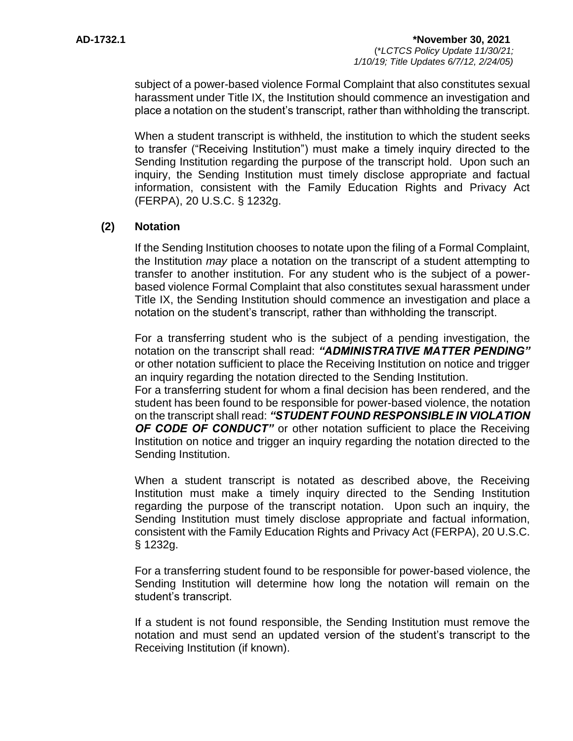subject of a power-based violence Formal Complaint that also constitutes sexual harassment under Title IX, the Institution should commence an investigation and place a notation on the student's transcript, rather than withholding the transcript.

When a student transcript is withheld, the institution to which the student seeks to transfer ("Receiving Institution") must make a timely inquiry directed to the Sending Institution regarding the purpose of the transcript hold. Upon such an inquiry, the Sending Institution must timely disclose appropriate and factual information, consistent with the Family Education Rights and Privacy Act (FERPA), 20 U.S.C. § 1232g.

**(2) Notation**

If the Sending Institution chooses to notate upon the filing of a Formal Complaint, the Institution *may* place a notation on the transcript of a student attempting to transfer to another institution. For any student who is the subject of a power-based violence Formal Complaint that also constitutes sexual harassment under Title IX, the Sending Institution should commence an investigation and place a notation on the student's transcript, rather than withholding the transcript.

For a transferring student who is the subject of a pending investigation, the notation on the transcript shall read: ***"ADMINISTRATIVE MATTER PENDING"*** or other notation sufficient to place the Receiving Institution on notice and trigger an inquiry regarding the notation directed to the Sending Institution.

For a transferring student for whom a final decision has been rendered, and the student has been found to be responsible for power-based violence, the notation on the transcript shall read: ***"STUDENT FOUND RESPONSIBLE IN VIOLATION OF CODE OF CONDUCT"*** or other notation sufficient to place the Receiving Institution on notice and trigger an inquiry regarding the notation directed to the Sending Institution.

When a student transcript is notated as described above, the Receiving Institution must make a timely inquiry directed to the Sending Institution regarding the purpose of the transcript notation. Upon such an inquiry, the Sending Institution must timely disclose appropriate and factual information, consistent with the Family Education Rights and Privacy Act (FERPA), 20 U.S.C. § 1232g.

For a transferring student found to be responsible for power-based violence, the Sending Institution will determine how long the notation will remain on the student's transcript.

If a student is not found responsible, the Sending Institution must remove the notation and must send an updated version of the student's transcript to the Receiving Institution (if known).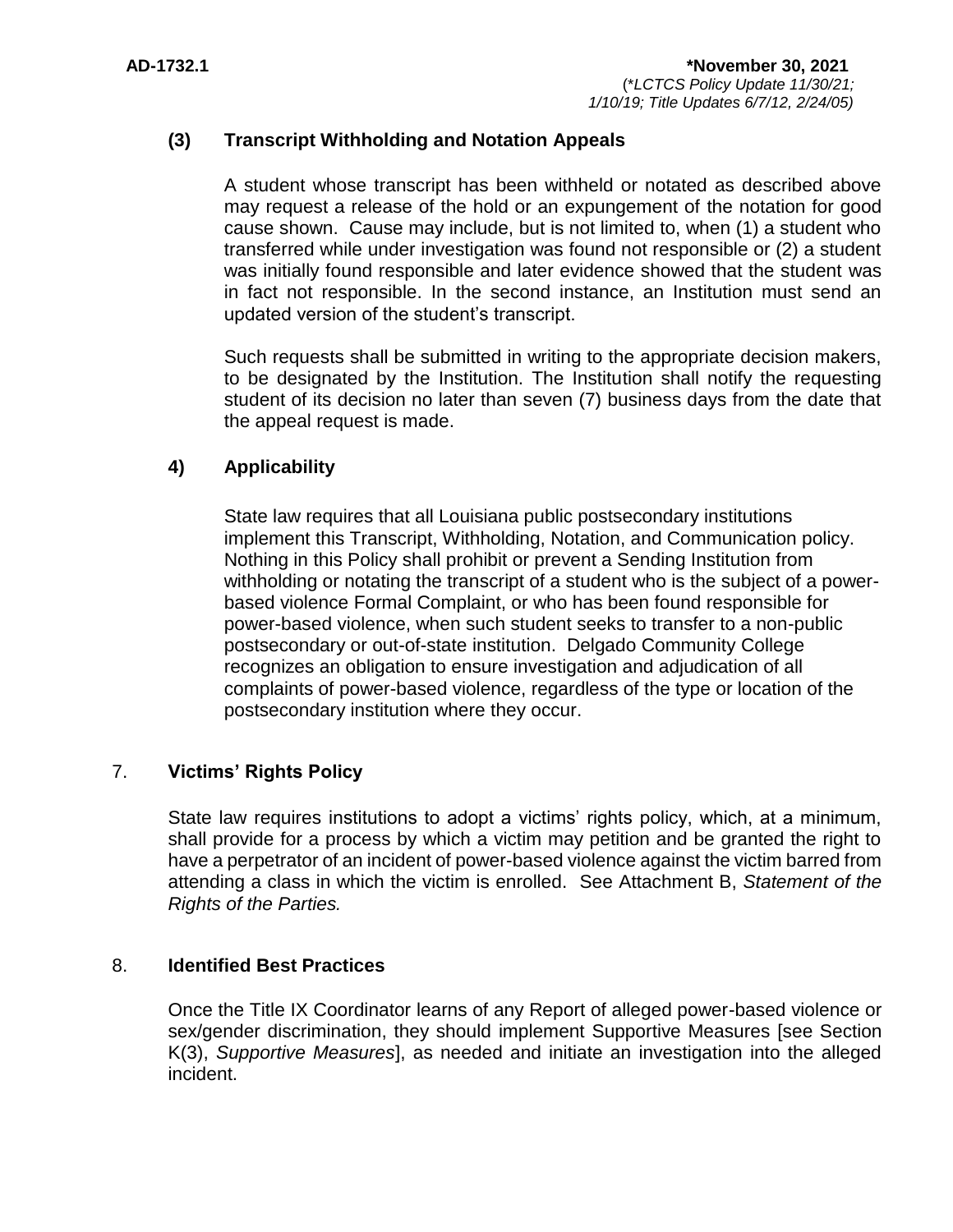### (3) Transcript Withholding and Notation Appeals

A student whose transcript has been withheld or notated as described above may request a release of the hold or an expungement of the notation for good cause shown. Cause may include, but is not limited to, when (1) a student who transferred while under investigation was found not responsible or (2) a student was initially found responsible and later evidence showed that the student was in fact not responsible. In the second instance, an Institution must send an updated version of the student's transcript.

Such requests shall be submitted in writing to the appropriate decision makers, to be designated by the Institution. The Institution shall notify the requesting student of its decision no later than seven (7) business days from the date that the appeal request is made.

### 4) Applicability

State law requires that all Louisiana public postsecondary institutions implement this Transcript, Withholding, Notation, and Communication policy. Nothing in this Policy shall prohibit or prevent a Sending Institution from withholding or notating the transcript of a student who is the subject of a power-based violence Formal Complaint, or who has been found responsible for power-based violence, when such student seeks to transfer to a non-public postsecondary or out-of-state institution. Delgado Community College recognizes an obligation to ensure investigation and adjudication of all complaints of power-based violence, regardless of the type or location of the postsecondary institution where they occur.

## 7. Victims' Rights Policy

State law requires institutions to adopt a victims' rights policy, which, at a minimum, shall provide for a process by which a victim may petition and be granted the right to have a perpetrator of an incident of power-based violence against the victim barred from attending a class in which the victim is enrolled. See Attachment B, *Statement of the Rights of the Parties.*

## 8. Identified Best Practices

Once the Title IX Coordinator learns of any Report of alleged power-based violence or sex/gender discrimination, they should implement Supportive Measures [see Section K(3), *Supportive Measures*], as needed and initiate an investigation into the alleged incident.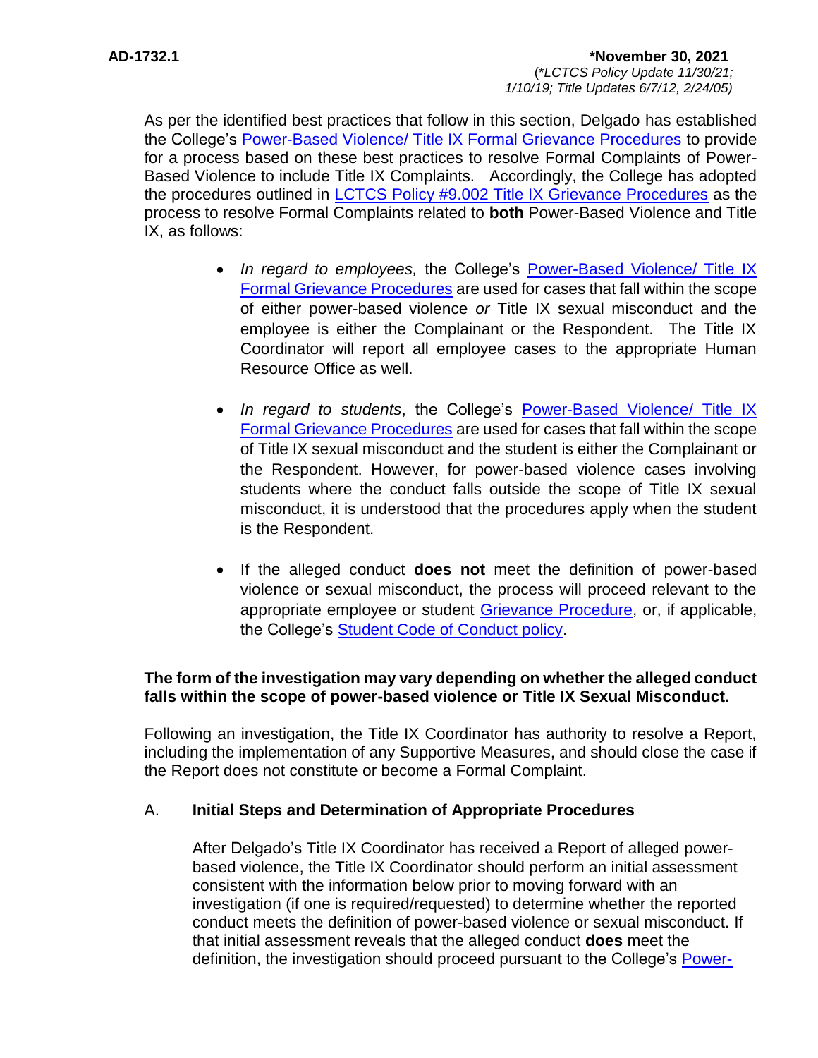As per the identified best practices that follow in this section, Delgado has established the College's Power-Based Violence/ Title IX Formal Grievance Procedures to provide for a process based on these best practices to resolve Formal Complaints of Power-Based Violence to include Title IX Complaints. Accordingly, the College has adopted the procedures outlined in LCTCS Policy #9.002 Title IX Grievance Procedures as the process to resolve Formal Complaints related to **both** Power-Based Violence and Title IX, as follows:

- *In regard to employees,* the College's Power-Based Violence/ Title IX Formal Grievance Procedures are used for cases that fall within the scope of either power-based violence *or* Title IX sexual misconduct and the employee is either the Complainant or the Respondent. The Title IX Coordinator will report all employee cases to the appropriate Human Resource Office as well.

- *In regard to students*, the College's Power-Based Violence/ Title IX Formal Grievance Procedures are used for cases that fall within the scope of Title IX sexual misconduct and the student is either the Complainant or the Respondent. However, for power-based violence cases involving students where the conduct falls outside the scope of Title IX sexual misconduct, it is understood that the procedures apply when the student is the Respondent.

- If the alleged conduct **does not** meet the definition of power-based violence or sexual misconduct, the process will proceed relevant to the appropriate employee or student Grievance Procedure, or, if applicable, the College's Student Code of Conduct policy.

**The form of the investigation may vary depending on whether the alleged conduct falls within the scope of power-based violence or Title IX Sexual Misconduct.**

Following an investigation, the Title IX Coordinator has authority to resolve a Report, including the implementation of any Supportive Measures, and should close the case if the Report does not constitute or become a Formal Complaint.

### A. Initial Steps and Determination of Appropriate Procedures

After Delgado's Title IX Coordinator has received a Report of alleged power-based violence, the Title IX Coordinator should perform an initial assessment consistent with the information below prior to moving forward with an investigation (if one is required/requested) to determine whether the reported conduct meets the definition of power-based violence or sexual misconduct. If that initial assessment reveals that the alleged conduct **does** meet the definition, the investigation should proceed pursuant to the College's Power-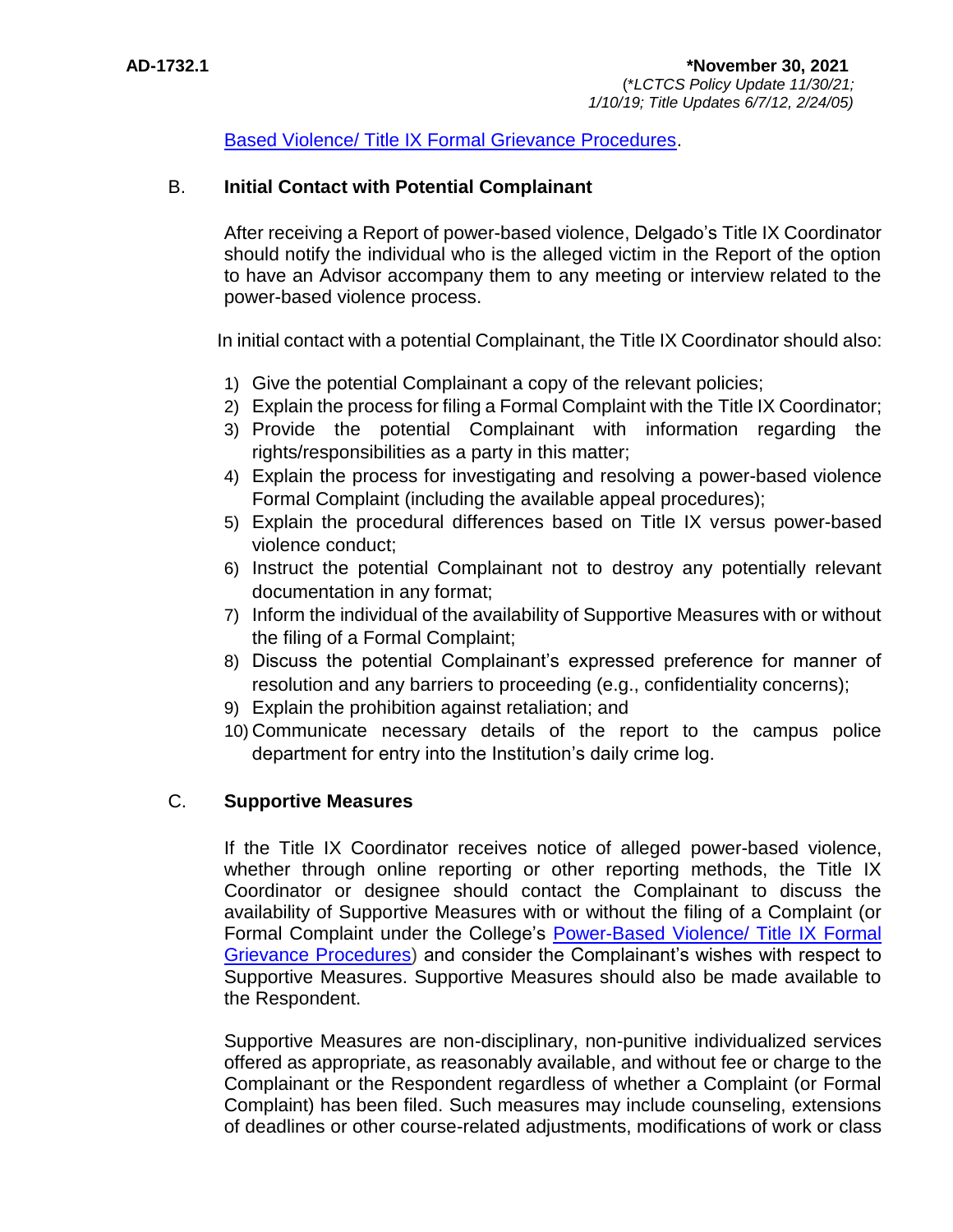Based Violence/ Title IX Formal Grievance Procedures.

## B. Initial Contact with Potential Complainant

After receiving a Report of power-based violence, Delgado's Title IX Coordinator should notify the individual who is the alleged victim in the Report of the option to have an Advisor accompany them to any meeting or interview related to the power-based violence process.

In initial contact with a potential Complainant, the Title IX Coordinator should also:

1) Give the potential Complainant a copy of the relevant policies;
2) Explain the process for filing a Formal Complaint with the Title IX Coordinator;
3) Provide the potential Complainant with information regarding the rights/responsibilities as a party in this matter;
4) Explain the process for investigating and resolving a power-based violence Formal Complaint (including the available appeal procedures);
5) Explain the procedural differences based on Title IX versus power-based violence conduct;
6) Instruct the potential Complainant not to destroy any potentially relevant documentation in any format;
7) Inform the individual of the availability of Supportive Measures with or without the filing of a Formal Complaint;
8) Discuss the potential Complainant's expressed preference for manner of resolution and any barriers to proceeding (e.g., confidentiality concerns);
9) Explain the prohibition against retaliation; and
10) Communicate necessary details of the report to the campus police department for entry into the Institution's daily crime log.

## C. Supportive Measures

If the Title IX Coordinator receives notice of alleged power-based violence, whether through online reporting or other reporting methods, the Title IX Coordinator or designee should contact the Complainant to discuss the availability of Supportive Measures with or without the filing of a Complaint (or Formal Complaint under the College's Power-Based Violence/ Title IX Formal Grievance Procedures) and consider the Complainant's wishes with respect to Supportive Measures. Supportive Measures should also be made available to the Respondent.

Supportive Measures are non-disciplinary, non-punitive individualized services offered as appropriate, as reasonably available, and without fee or charge to the Complainant or the Respondent regardless of whether a Complaint (or Formal Complaint) has been filed. Such measures may include counseling, extensions of deadlines or other course-related adjustments, modifications of work or class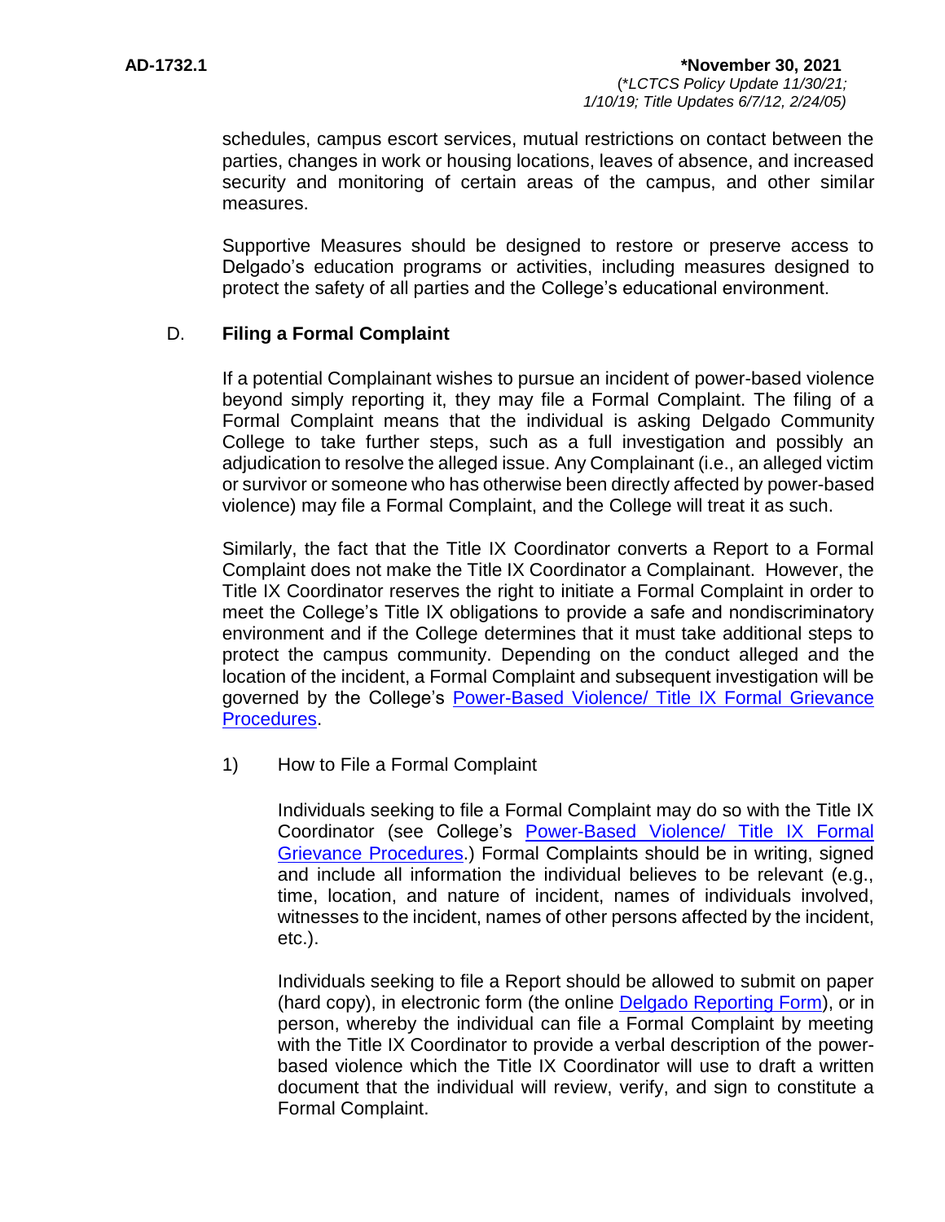schedules, campus escort services, mutual restrictions on contact between the parties, changes in work or housing locations, leaves of absence, and increased security and monitoring of certain areas of the campus, and other similar measures.

Supportive Measures should be designed to restore or preserve access to Delgado's education programs or activities, including measures designed to protect the safety of all parties and the College's educational environment.

### D. **Filing a Formal Complaint**

If a potential Complainant wishes to pursue an incident of power-based violence beyond simply reporting it, they may file a Formal Complaint. The filing of a Formal Complaint means that the individual is asking Delgado Community College to take further steps, such as a full investigation and possibly an adjudication to resolve the alleged issue. Any Complainant (i.e., an alleged victim or survivor or someone who has otherwise been directly affected by power-based violence) may file a Formal Complaint, and the College will treat it as such.

Similarly, the fact that the Title IX Coordinator converts a Report to a Formal Complaint does not make the Title IX Coordinator a Complainant. However, the Title IX Coordinator reserves the right to initiate a Formal Complaint in order to meet the College's Title IX obligations to provide a safe and nondiscriminatory environment and if the College determines that it must take additional steps to protect the campus community. Depending on the conduct alleged and the location of the incident, a Formal Complaint and subsequent investigation will be governed by the College's Power-Based Violence/ Title IX Formal Grievance Procedures.

1) How to File a Formal Complaint

Individuals seeking to file a Formal Complaint may do so with the Title IX Coordinator (see College's Power-Based Violence/ Title IX Formal Grievance Procedures.) Formal Complaints should be in writing, signed and include all information the individual believes to be relevant (e.g., time, location, and nature of incident, names of individuals involved, witnesses to the incident, names of other persons affected by the incident, etc.).

Individuals seeking to file a Report should be allowed to submit on paper (hard copy), in electronic form (the online Delgado Reporting Form), or in person, whereby the individual can file a Formal Complaint by meeting with the Title IX Coordinator to provide a verbal description of the power-based violence which the Title IX Coordinator will use to draft a written document that the individual will review, verify, and sign to constitute a Formal Complaint.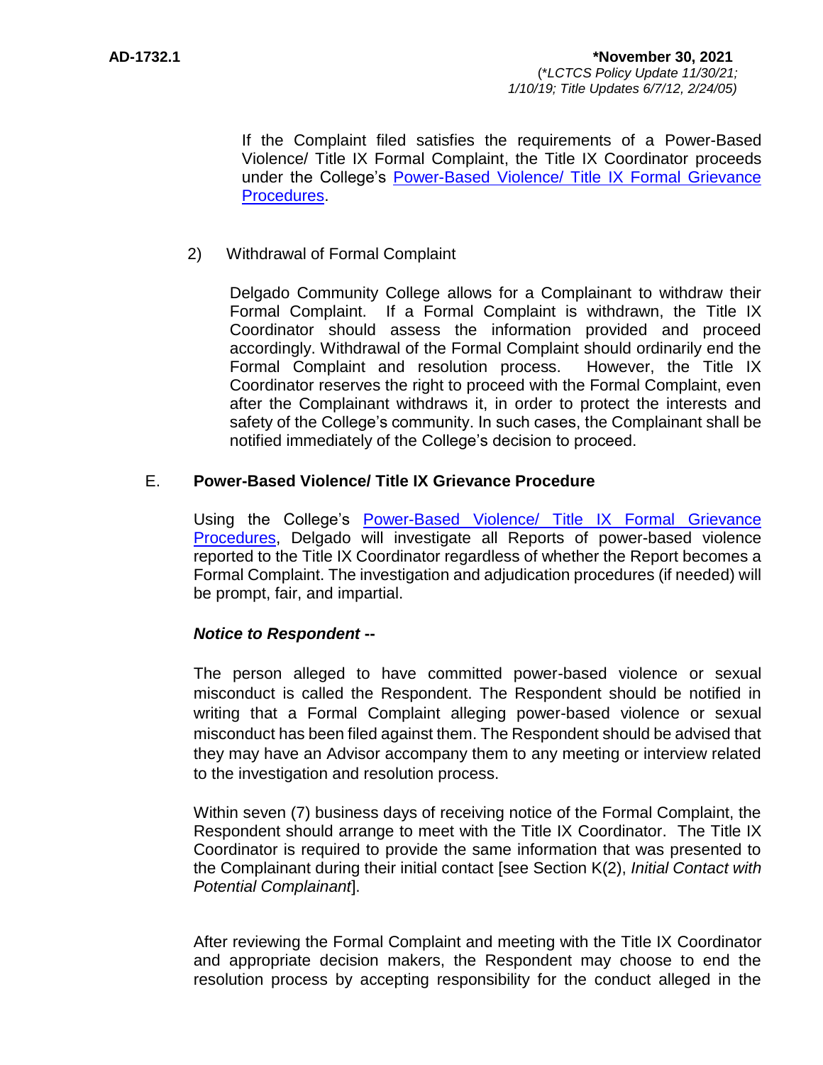If the Complaint filed satisfies the requirements of a Power-Based Violence/ Title IX Formal Complaint, the Title IX Coordinator proceeds under the College's [Power-Based Violence/ Title IX Formal Grievance Procedures](#).

2) Withdrawal of Formal Complaint

Delgado Community College allows for a Complainant to withdraw their Formal Complaint. If a Formal Complaint is withdrawn, the Title IX Coordinator should assess the information provided and proceed accordingly. Withdrawal of the Formal Complaint should ordinarily end the Formal Complaint and resolution process. However, the Title IX Coordinator reserves the right to proceed with the Formal Complaint, even after the Complainant withdraws it, in order to protect the interests and safety of the College's community. In such cases, the Complainant shall be notified immediately of the College's decision to proceed.

E. **Power-Based Violence/ Title IX Grievance Procedure**

Using the College's [Power-Based Violence/ Title IX Formal Grievance Procedures](#), Delgado will investigate all Reports of power-based violence reported to the Title IX Coordinator regardless of whether the Report becomes a Formal Complaint. The investigation and adjudication procedures (if needed) will be prompt, fair, and impartial.

***Notice to Respondent* --**

The person alleged to have committed power-based violence or sexual misconduct is called the Respondent. The Respondent should be notified in writing that a Formal Complaint alleging power-based violence or sexual misconduct has been filed against them. The Respondent should be advised that they may have an Advisor accompany them to any meeting or interview related to the investigation and resolution process.

Within seven (7) business days of receiving notice of the Formal Complaint, the Respondent should arrange to meet with the Title IX Coordinator. The Title IX Coordinator is required to provide the same information that was presented to the Complainant during their initial contact [see Section K(2), *Initial Contact with Potential Complainant*].

After reviewing the Formal Complaint and meeting with the Title IX Coordinator and appropriate decision makers, the Respondent may choose to end the resolution process by accepting responsibility for the conduct alleged in the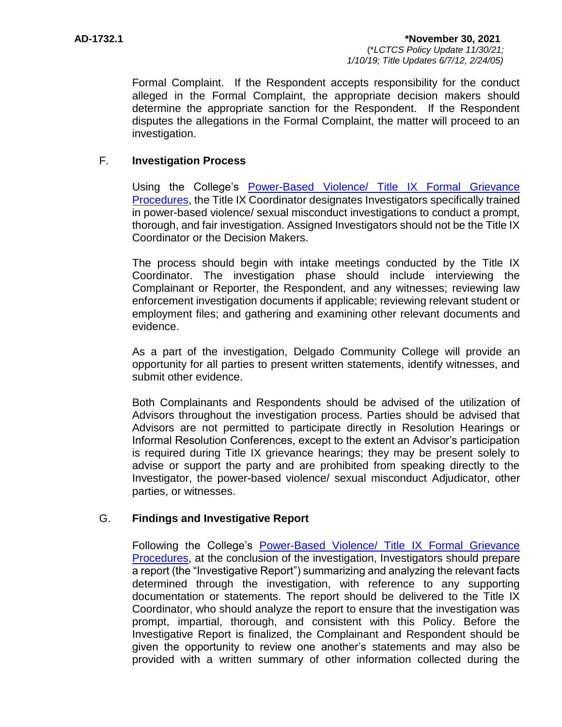Formal Complaint. If the Respondent accepts responsibility for the conduct alleged in the Formal Complaint, the appropriate decision makers should determine the appropriate sanction for the Respondent. If the Respondent disputes the allegations in the Formal Complaint, the matter will proceed to an investigation.

F. **Investigation Process**

Using the College's [Power-Based Violence/ Title IX Formal Grievance Procedures](), the Title IX Coordinator designates Investigators specifically trained in power-based violence/ sexual misconduct investigations to conduct a prompt, thorough, and fair investigation. Assigned Investigators should not be the Title IX Coordinator or the Decision Makers.

The process should begin with intake meetings conducted by the Title IX Coordinator. The investigation phase should include interviewing the Complainant or Reporter, the Respondent, and any witnesses; reviewing law enforcement investigation documents if applicable; reviewing relevant student or employment files; and gathering and examining other relevant documents and evidence.

As a part of the investigation, Delgado Community College will provide an opportunity for all parties to present written statements, identify witnesses, and submit other evidence.

Both Complainants and Respondents should be advised of the utilization of Advisors throughout the investigation process. Parties should be advised that Advisors are not permitted to participate directly in Resolution Hearings or Informal Resolution Conferences, except to the extent an Advisor's participation is required during Title IX grievance hearings; they may be present solely to advise or support the party and are prohibited from speaking directly to the Investigator, the power-based violence/ sexual misconduct Adjudicator, other parties, or witnesses.

G. **Findings and Investigative Report**

Following the College's [Power-Based Violence/ Title IX Formal Grievance Procedures](), at the conclusion of the investigation, Investigators should prepare a report (the "Investigative Report") summarizing and analyzing the relevant facts determined through the investigation, with reference to any supporting documentation or statements. The report should be delivered to the Title IX Coordinator, who should analyze the report to ensure that the investigation was prompt, impartial, thorough, and consistent with this Policy. Before the Investigative Report is finalized, the Complainant and Respondent should be given the opportunity to review one another's statements and may also be provided with a written summary of other information collected during the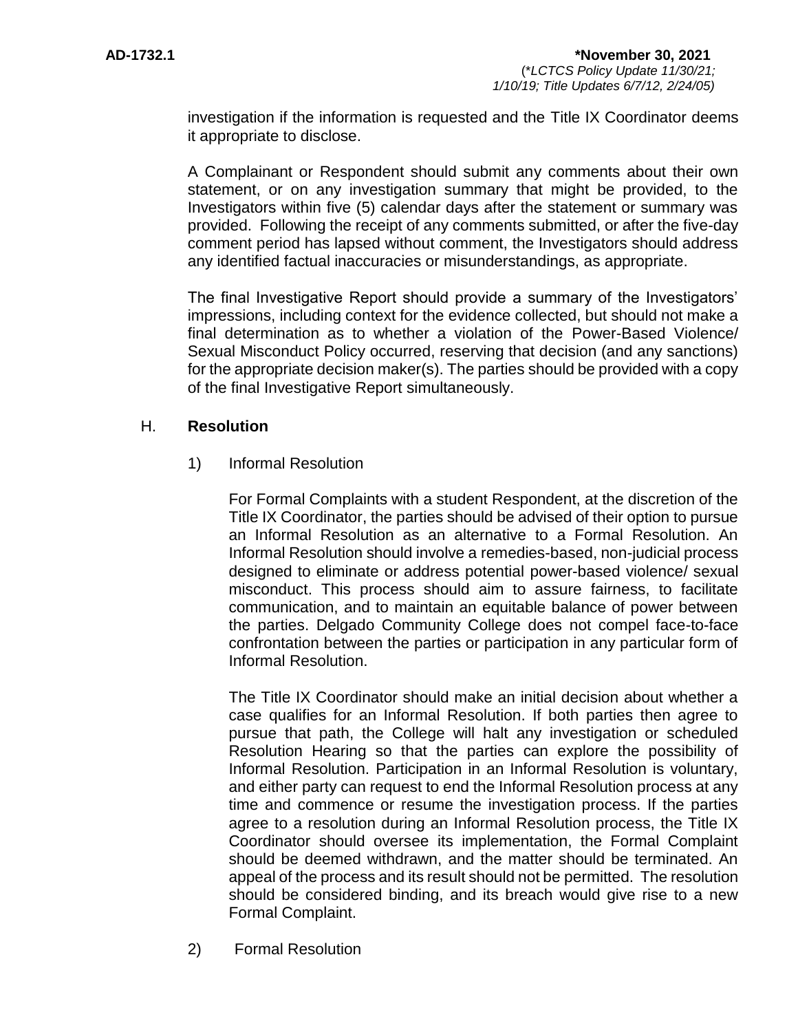investigation if the information is requested and the Title IX Coordinator deems it appropriate to disclose.

A Complainant or Respondent should submit any comments about their own statement, or on any investigation summary that might be provided, to the Investigators within five (5) calendar days after the statement or summary was provided. Following the receipt of any comments submitted, or after the five-day comment period has lapsed without comment, the Investigators should address any identified factual inaccuracies or misunderstandings, as appropriate.

The final Investigative Report should provide a summary of the Investigators' impressions, including context for the evidence collected, but should not make a final determination as to whether a violation of the Power-Based Violence/ Sexual Misconduct Policy occurred, reserving that decision (and any sanctions) for the appropriate decision maker(s). The parties should be provided with a copy of the final Investigative Report simultaneously.

H. **Resolution**

1) Informal Resolution

For Formal Complaints with a student Respondent, at the discretion of the Title IX Coordinator, the parties should be advised of their option to pursue an Informal Resolution as an alternative to a Formal Resolution. An Informal Resolution should involve a remedies-based, non-judicial process designed to eliminate or address potential power-based violence/ sexual misconduct. This process should aim to assure fairness, to facilitate communication, and to maintain an equitable balance of power between the parties. Delgado Community College does not compel face-to-face confrontation between the parties or participation in any particular form of Informal Resolution.

The Title IX Coordinator should make an initial decision about whether a case qualifies for an Informal Resolution. If both parties then agree to pursue that path, the College will halt any investigation or scheduled Resolution Hearing so that the parties can explore the possibility of Informal Resolution. Participation in an Informal Resolution is voluntary, and either party can request to end the Informal Resolution process at any time and commence or resume the investigation process. If the parties agree to a resolution during an Informal Resolution process, the Title IX Coordinator should oversee its implementation, the Formal Complaint should be deemed withdrawn, and the matter should be terminated. An appeal of the process and its result should not be permitted. The resolution should be considered binding, and its breach would give rise to a new Formal Complaint.

2) Formal Resolution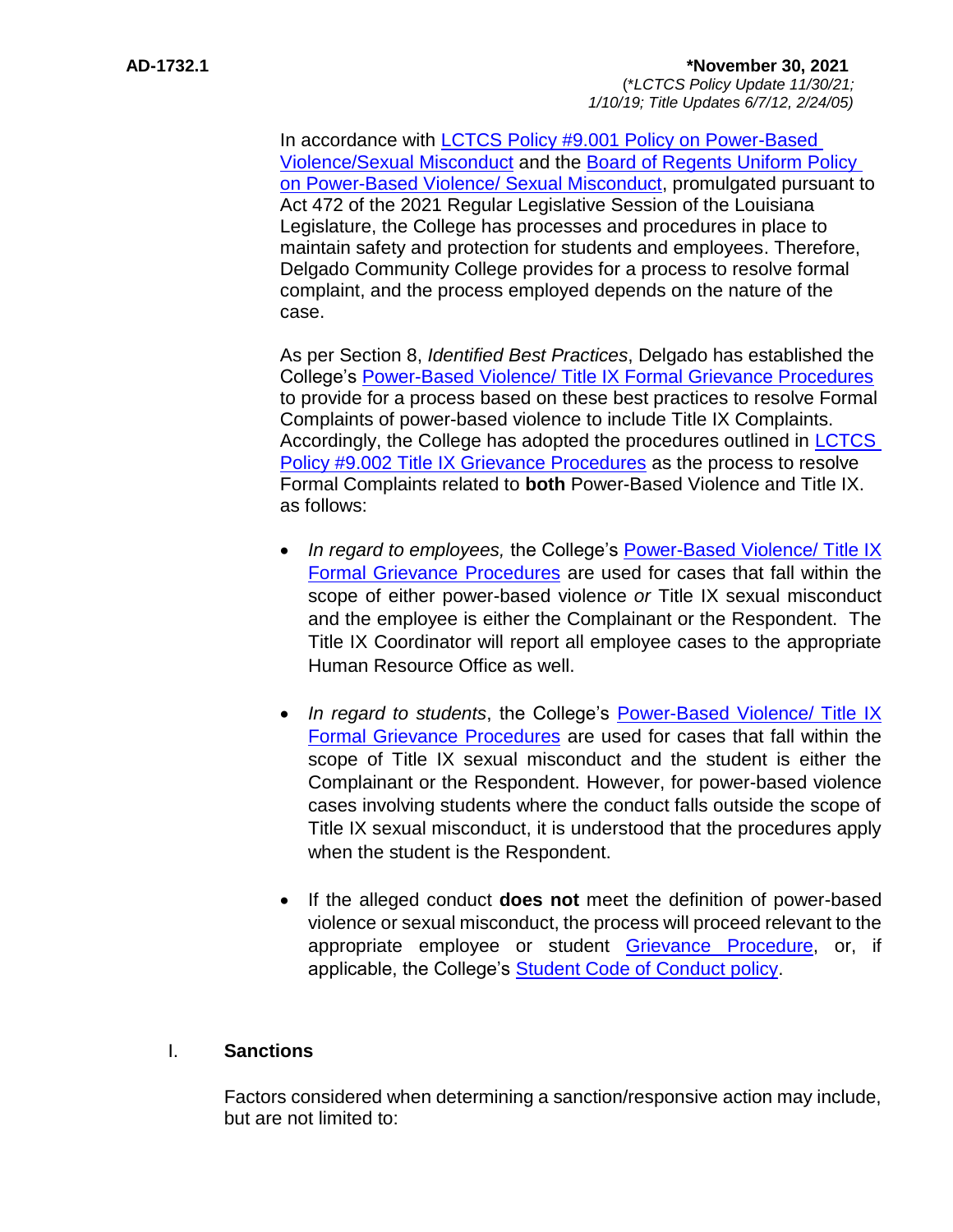In accordance with LCTCS Policy #9.001 Policy on Power-Based Violence/Sexual Misconduct and the Board of Regents Uniform Policy on Power-Based Violence/ Sexual Misconduct, promulgated pursuant to Act 472 of the 2021 Regular Legislative Session of the Louisiana Legislature, the College has processes and procedures in place to maintain safety and protection for students and employees. Therefore, Delgado Community College provides for a process to resolve formal complaint, and the process employed depends on the nature of the case.

As per Section 8, *Identified Best Practices*, Delgado has established the College's Power-Based Violence/ Title IX Formal Grievance Procedures to provide for a process based on these best practices to resolve Formal Complaints of power-based violence to include Title IX Complaints. Accordingly, the College has adopted the procedures outlined in LCTCS Policy #9.002 Title IX Grievance Procedures as the process to resolve Formal Complaints related to **both** Power-Based Violence and Title IX. as follows:

- *In regard to employees,* the College's Power-Based Violence/ Title IX Formal Grievance Procedures are used for cases that fall within the scope of either power-based violence *or* Title IX sexual misconduct and the employee is either the Complainant or the Respondent. The Title IX Coordinator will report all employee cases to the appropriate Human Resource Office as well.

- *In regard to students*, the College's Power-Based Violence/ Title IX Formal Grievance Procedures are used for cases that fall within the scope of Title IX sexual misconduct and the student is either the Complainant or the Respondent. However, for power-based violence cases involving students where the conduct falls outside the scope of Title IX sexual misconduct, it is understood that the procedures apply when the student is the Respondent.

- If the alleged conduct **does not** meet the definition of power-based violence or sexual misconduct, the process will proceed relevant to the appropriate employee or student Grievance Procedure, or, if applicable, the College's Student Code of Conduct policy.

## I. Sanctions

Factors considered when determining a sanction/responsive action may include, but are not limited to: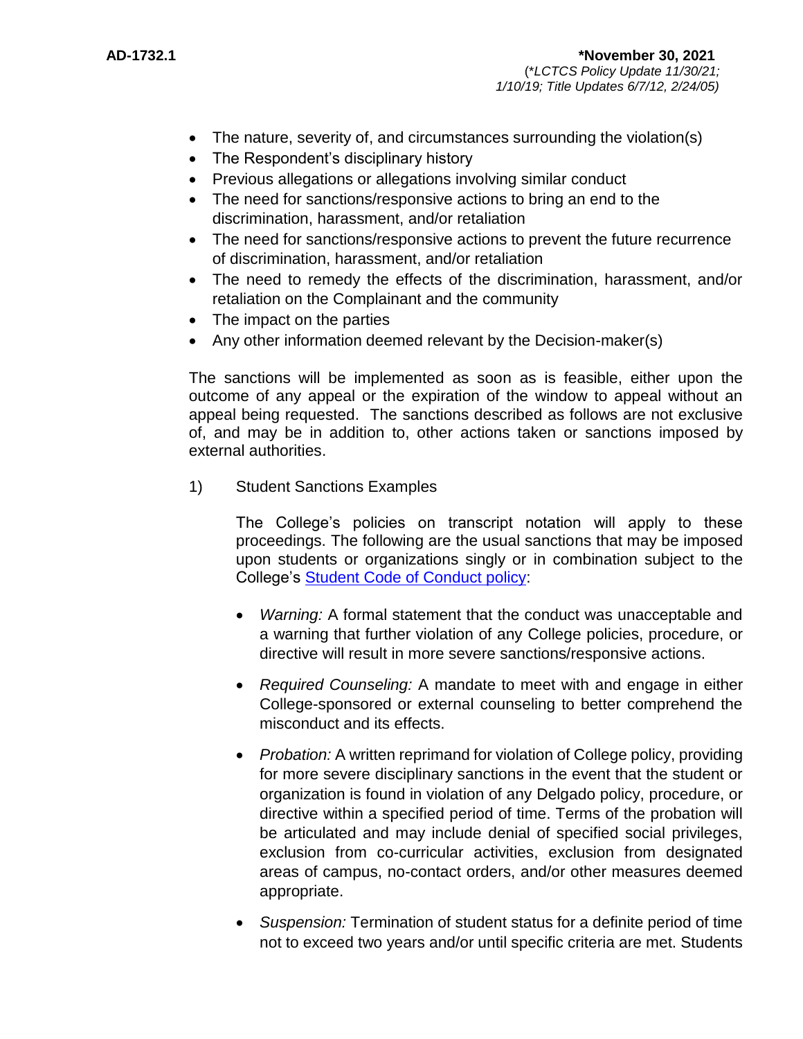- The nature, severity of, and circumstances surrounding the violation(s)
- The Respondent's disciplinary history
- Previous allegations or allegations involving similar conduct
- The need for sanctions/responsive actions to bring an end to the discrimination, harassment, and/or retaliation
- The need for sanctions/responsive actions to prevent the future recurrence of discrimination, harassment, and/or retaliation
- The need to remedy the effects of the discrimination, harassment, and/or retaliation on the Complainant and the community
- The impact on the parties
- Any other information deemed relevant by the Decision-maker(s)

The sanctions will be implemented as soon as is feasible, either upon the outcome of any appeal or the expiration of the window to appeal without an appeal being requested. The sanctions described as follows are not exclusive of, and may be in addition to, other actions taken or sanctions imposed by external authorities.

1) Student Sanctions Examples

The College's policies on transcript notation will apply to these proceedings. The following are the usual sanctions that may be imposed upon students or organizations singly or in combination subject to the College's [Student Code of Conduct policy](Student Code of Conduct policy):

- *Warning:* A formal statement that the conduct was unacceptable and a warning that further violation of any College policies, procedure, or directive will result in more severe sanctions/responsive actions.

- *Required Counseling:* A mandate to meet with and engage in either College-sponsored or external counseling to better comprehend the misconduct and its effects.

- *Probation:* A written reprimand for violation of College policy, providing for more severe disciplinary sanctions in the event that the student or organization is found in violation of any Delgado policy, procedure, or directive within a specified period of time. Terms of the probation will be articulated and may include denial of specified social privileges, exclusion from co-curricular activities, exclusion from designated areas of campus, no-contact orders, and/or other measures deemed appropriate.

- *Suspension:* Termination of student status for a definite period of time not to exceed two years and/or until specific criteria are met. Students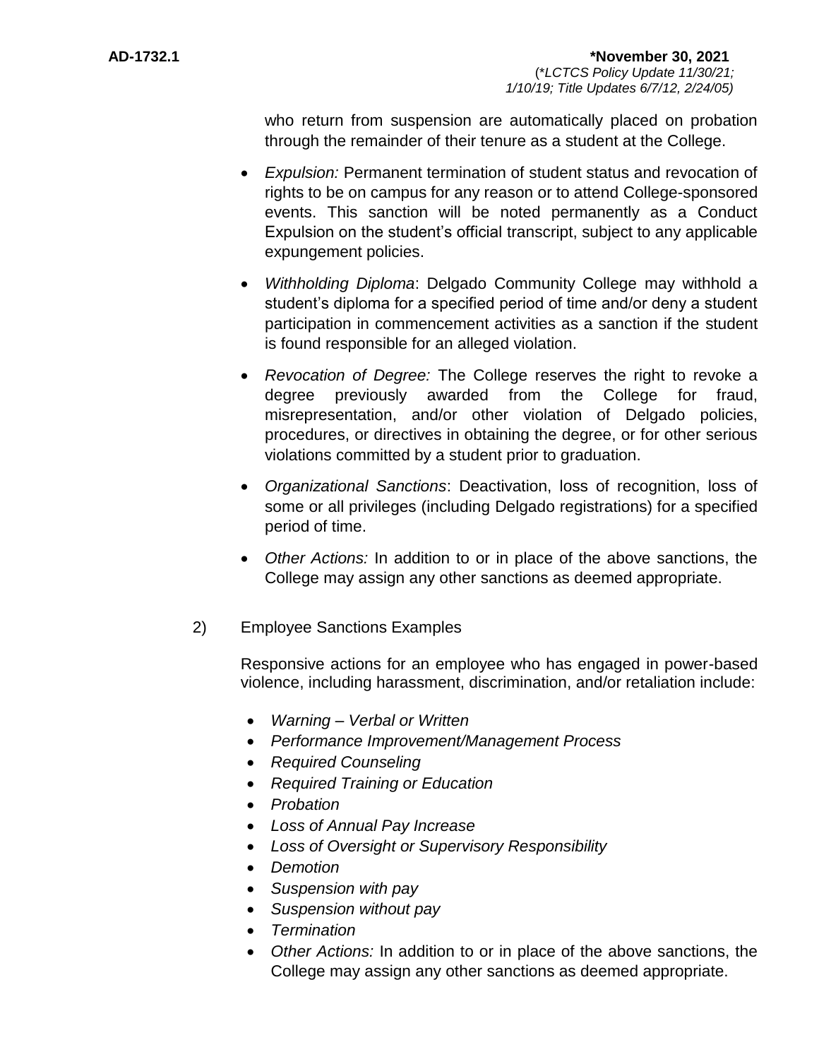who return from suspension are automatically placed on probation through the remainder of their tenure as a student at the College.

- *Expulsion:* Permanent termination of student status and revocation of rights to be on campus for any reason or to attend College-sponsored events. This sanction will be noted permanently as a Conduct Expulsion on the student's official transcript, subject to any applicable expungement policies.
- *Withholding Diploma*: Delgado Community College may withhold a student's diploma for a specified period of time and/or deny a student participation in commencement activities as a sanction if the student is found responsible for an alleged violation.
- *Revocation of Degree:* The College reserves the right to revoke a degree previously awarded from the College for fraud, misrepresentation, and/or other violation of Delgado policies, procedures, or directives in obtaining the degree, or for other serious violations committed by a student prior to graduation.
- *Organizational Sanctions*: Deactivation, loss of recognition, loss of some or all privileges (including Delgado registrations) for a specified period of time.
- *Other Actions:* In addition to or in place of the above sanctions, the College may assign any other sanctions as deemed appropriate.

2) Employee Sanctions Examples

Responsive actions for an employee who has engaged in power-based violence, including harassment, discrimination, and/or retaliation include:

- *Warning – Verbal or Written*
- *Performance Improvement/Management Process*
- *Required Counseling*
- *Required Training or Education*
- *Probation*
- *Loss of Annual Pay Increase*
- *Loss of Oversight or Supervisory Responsibility*
- *Demotion*
- *Suspension with pay*
- *Suspension without pay*
- *Termination*
- *Other Actions:* In addition to or in place of the above sanctions, the College may assign any other sanctions as deemed appropriate.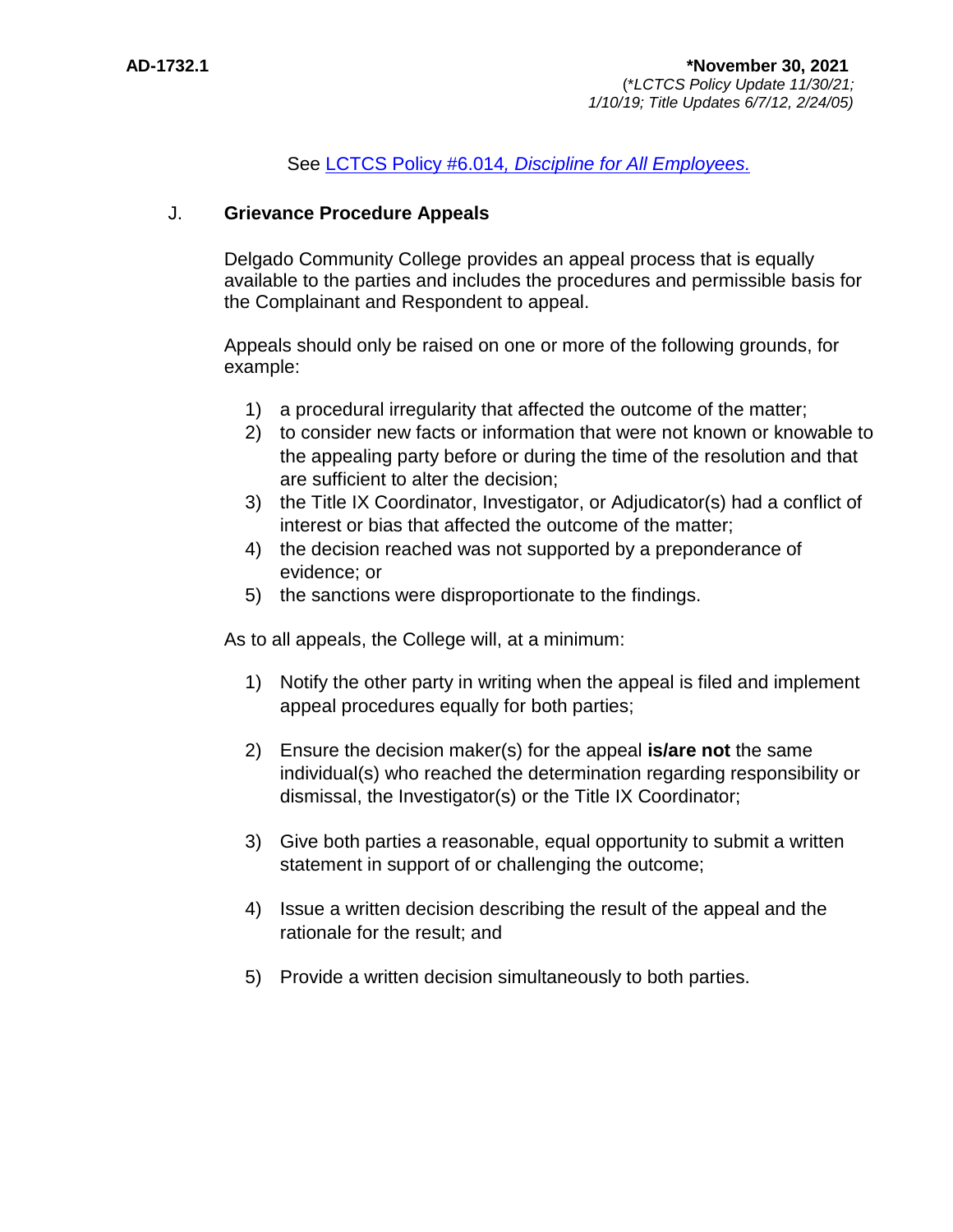See LCTCS Policy #6.014, *Discipline for All Employees.*

## J. Grievance Procedure Appeals

Delgado Community College provides an appeal process that is equally available to the parties and includes the procedures and permissible basis for the Complainant and Respondent to appeal.

Appeals should only be raised on one or more of the following grounds, for example:

1) a procedural irregularity that affected the outcome of the matter;
2) to consider new facts or information that were not known or knowable to the appealing party before or during the time of the resolution and that are sufficient to alter the decision;
3) the Title IX Coordinator, Investigator, or Adjudicator(s) had a conflict of interest or bias that affected the outcome of the matter;
4) the decision reached was not supported by a preponderance of evidence; or
5) the sanctions were disproportionate to the findings.

As to all appeals, the College will, at a minimum:

1) Notify the other party in writing when the appeal is filed and implement appeal procedures equally for both parties;

2) Ensure the decision maker(s) for the appeal **is/are not** the same individual(s) who reached the determination regarding responsibility or dismissal, the Investigator(s) or the Title IX Coordinator;

3) Give both parties a reasonable, equal opportunity to submit a written statement in support of or challenging the outcome;

4) Issue a written decision describing the result of the appeal and the rationale for the result; and

5) Provide a written decision simultaneously to both parties.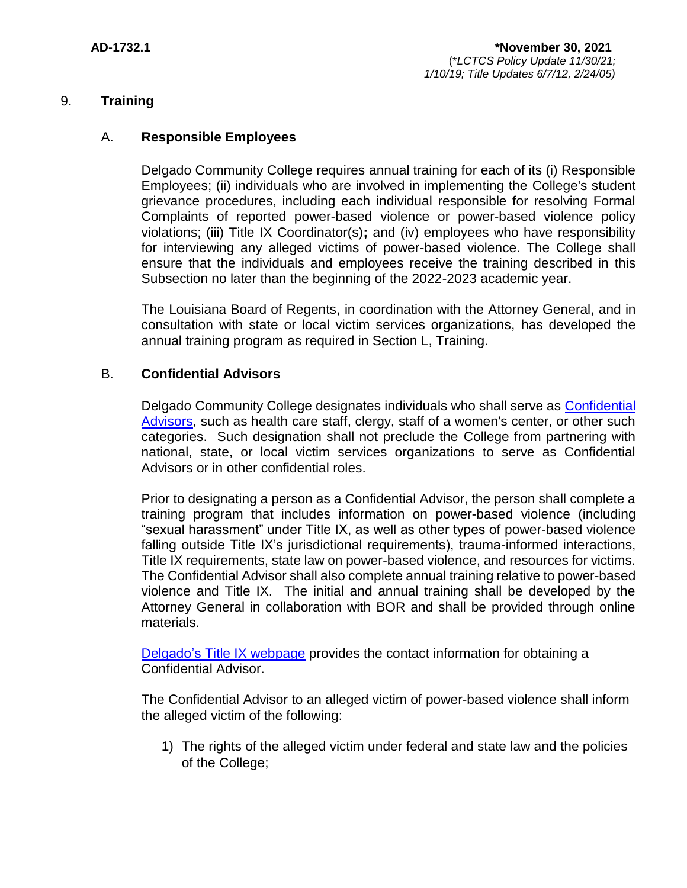## 9. Training

### A. Responsible Employees

Delgado Community College requires annual training for each of its (i) Responsible Employees; (ii) individuals who are involved in implementing the College's student grievance procedures, including each individual responsible for resolving Formal Complaints of reported power-based violence or power-based violence policy violations; (iii) Title IX Coordinator(s)**;** and (iv) employees who have responsibility for interviewing any alleged victims of power-based violence. The College shall ensure that the individuals and employees receive the training described in this Subsection no later than the beginning of the 2022-2023 academic year.

The Louisiana Board of Regents, in coordination with the Attorney General, and in consultation with state or local victim services organizations, has developed the annual training program as required in Section L, Training.

### B. Confidential Advisors

Delgado Community College designates individuals who shall serve as Confidential Advisors, such as health care staff, clergy, staff of a women's center, or other such categories. Such designation shall not preclude the College from partnering with national, state, or local victim services organizations to serve as Confidential Advisors or in other confidential roles.

Prior to designating a person as a Confidential Advisor, the person shall complete a training program that includes information on power-based violence (including "sexual harassment" under Title IX, as well as other types of power-based violence falling outside Title IX's jurisdictional requirements), trauma-informed interactions, Title IX requirements, state law on power-based violence, and resources for victims. The Confidential Advisor shall also complete annual training relative to power-based violence and Title IX. The initial and annual training shall be developed by the Attorney General in collaboration with BOR and shall be provided through online materials.

Delgado's Title IX webpage provides the contact information for obtaining a Confidential Advisor.

The Confidential Advisor to an alleged victim of power-based violence shall inform the alleged victim of the following:

1) The rights of the alleged victim under federal and state law and the policies of the College;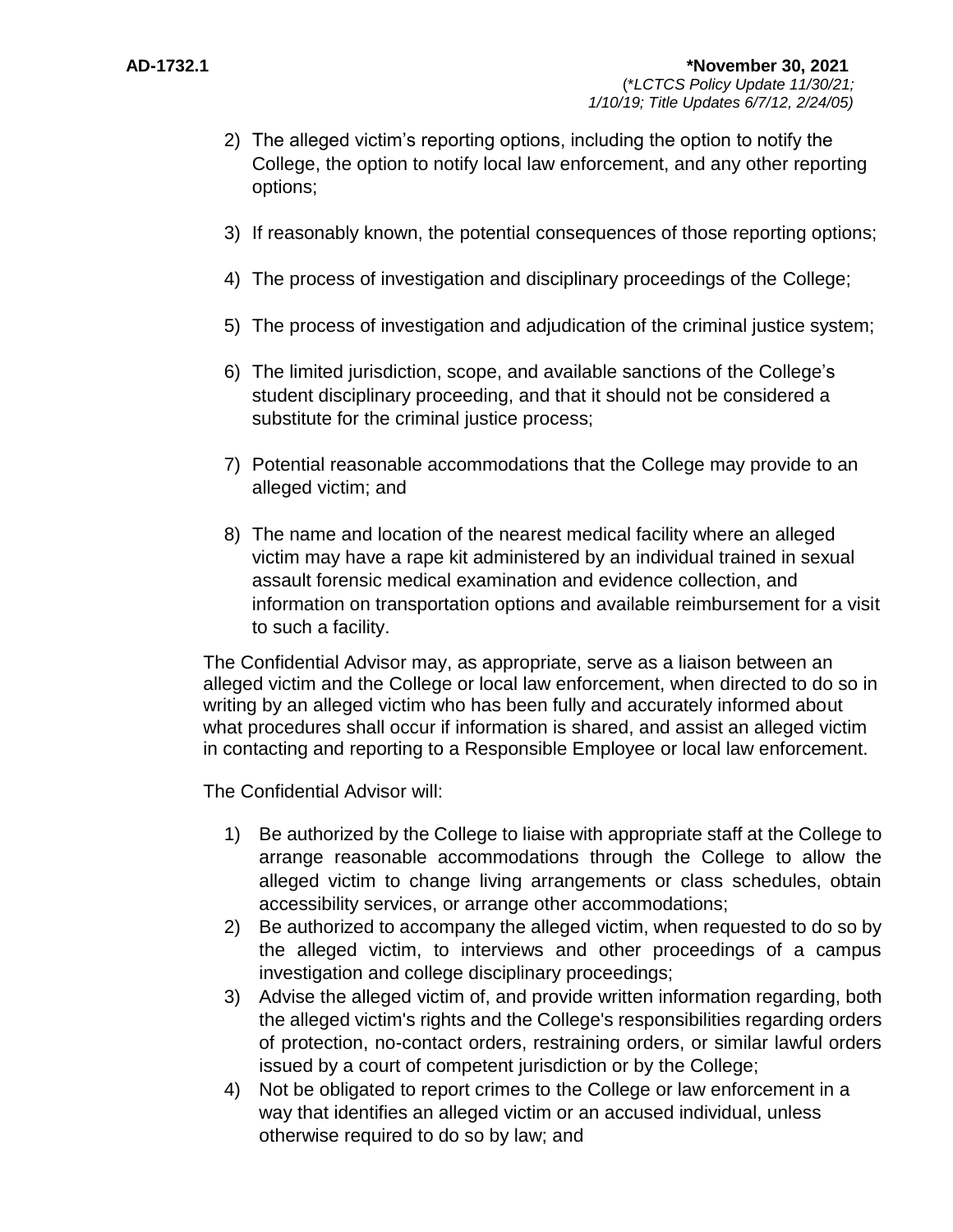2) The alleged victim's reporting options, including the option to notify the College, the option to notify local law enforcement, and any other reporting options;

3) If reasonably known, the potential consequences of those reporting options;

4) The process of investigation and disciplinary proceedings of the College;

5) The process of investigation and adjudication of the criminal justice system;

6) The limited jurisdiction, scope, and available sanctions of the College's student disciplinary proceeding, and that it should not be considered a substitute for the criminal justice process;

7) Potential reasonable accommodations that the College may provide to an alleged victim; and

8) The name and location of the nearest medical facility where an alleged victim may have a rape kit administered by an individual trained in sexual assault forensic medical examination and evidence collection, and information on transportation options and available reimbursement for a visit to such a facility.

The Confidential Advisor may, as appropriate, serve as a liaison between an alleged victim and the College or local law enforcement, when directed to do so in writing by an alleged victim who has been fully and accurately informed about what procedures shall occur if information is shared, and assist an alleged victim in contacting and reporting to a Responsible Employee or local law enforcement.

The Confidential Advisor will:

1) Be authorized by the College to liaise with appropriate staff at the College to arrange reasonable accommodations through the College to allow the alleged victim to change living arrangements or class schedules, obtain accessibility services, or arrange other accommodations;
2) Be authorized to accompany the alleged victim, when requested to do so by the alleged victim, to interviews and other proceedings of a campus investigation and college disciplinary proceedings;
3) Advise the alleged victim of, and provide written information regarding, both the alleged victim's rights and the College's responsibilities regarding orders of protection, no-contact orders, restraining orders, or similar lawful orders issued by a court of competent jurisdiction or by the College;
4) Not be obligated to report crimes to the College or law enforcement in a way that identifies an alleged victim or an accused individual, unless otherwise required to do so by law; and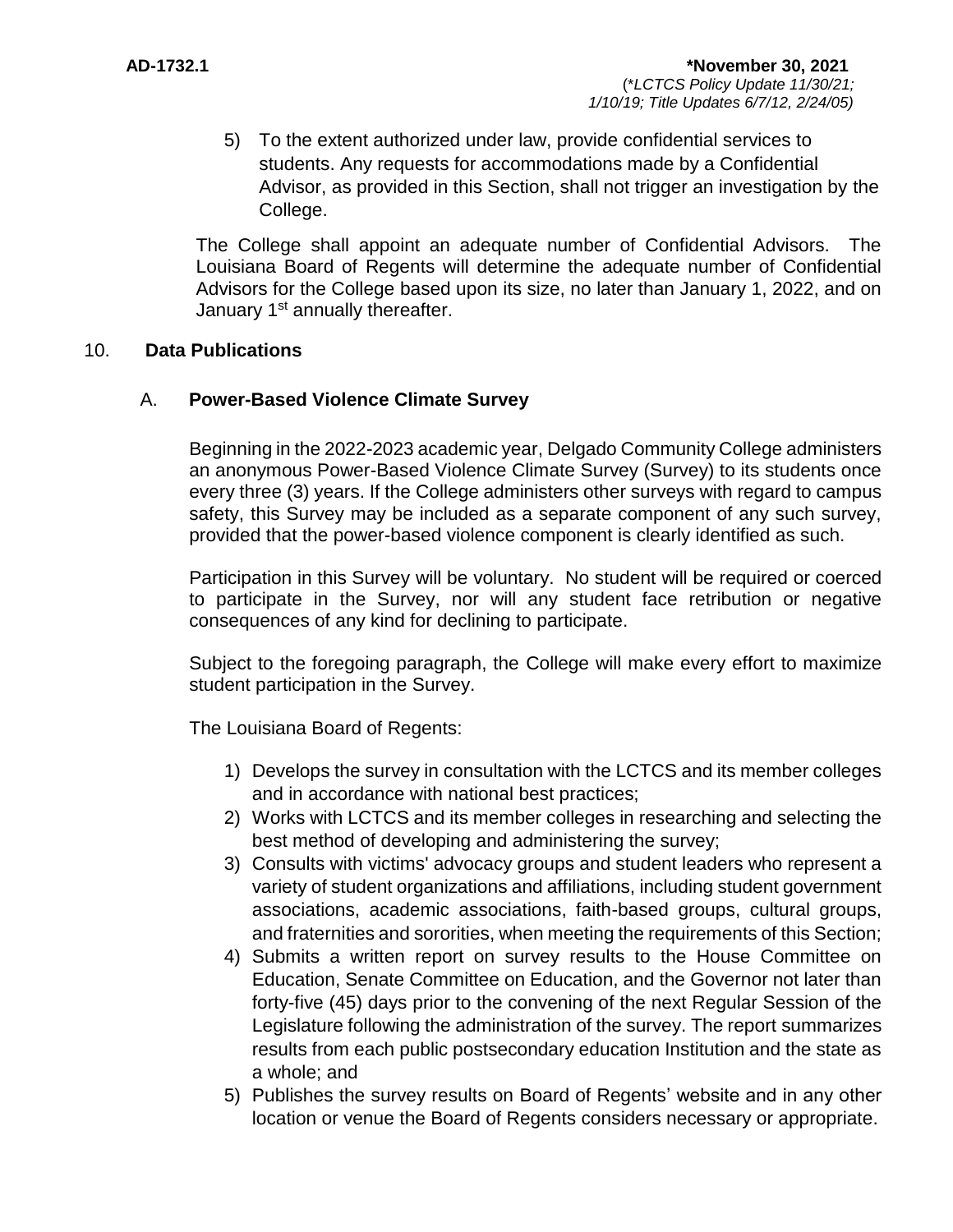5) To the extent authorized under law, provide confidential services to students. Any requests for accommodations made by a Confidential Advisor, as provided in this Section, shall not trigger an investigation by the College.

The College shall appoint an adequate number of Confidential Advisors. The Louisiana Board of Regents will determine the adequate number of Confidential Advisors for the College based upon its size, no later than January 1, 2022, and on January 1st annually thereafter.

## 10. Data Publications

### A. Power-Based Violence Climate Survey

Beginning in the 2022-2023 academic year, Delgado Community College administers an anonymous Power-Based Violence Climate Survey (Survey) to its students once every three (3) years. If the College administers other surveys with regard to campus safety, this Survey may be included as a separate component of any such survey, provided that the power-based violence component is clearly identified as such.

Participation in this Survey will be voluntary. No student will be required or coerced to participate in the Survey, nor will any student face retribution or negative consequences of any kind for declining to participate.

Subject to the foregoing paragraph, the College will make every effort to maximize student participation in the Survey.

The Louisiana Board of Regents:

1) Develops the survey in consultation with the LCTCS and its member colleges and in accordance with national best practices;
2) Works with LCTCS and its member colleges in researching and selecting the best method of developing and administering the survey;
3) Consults with victims' advocacy groups and student leaders who represent a variety of student organizations and affiliations, including student government associations, academic associations, faith-based groups, cultural groups, and fraternities and sororities, when meeting the requirements of this Section;
4) Submits a written report on survey results to the House Committee on Education, Senate Committee on Education, and the Governor not later than forty-five (45) days prior to the convening of the next Regular Session of the Legislature following the administration of the survey. The report summarizes results from each public postsecondary education Institution and the state as a whole; and
5) Publishes the survey results on Board of Regents' website and in any other location or venue the Board of Regents considers necessary or appropriate.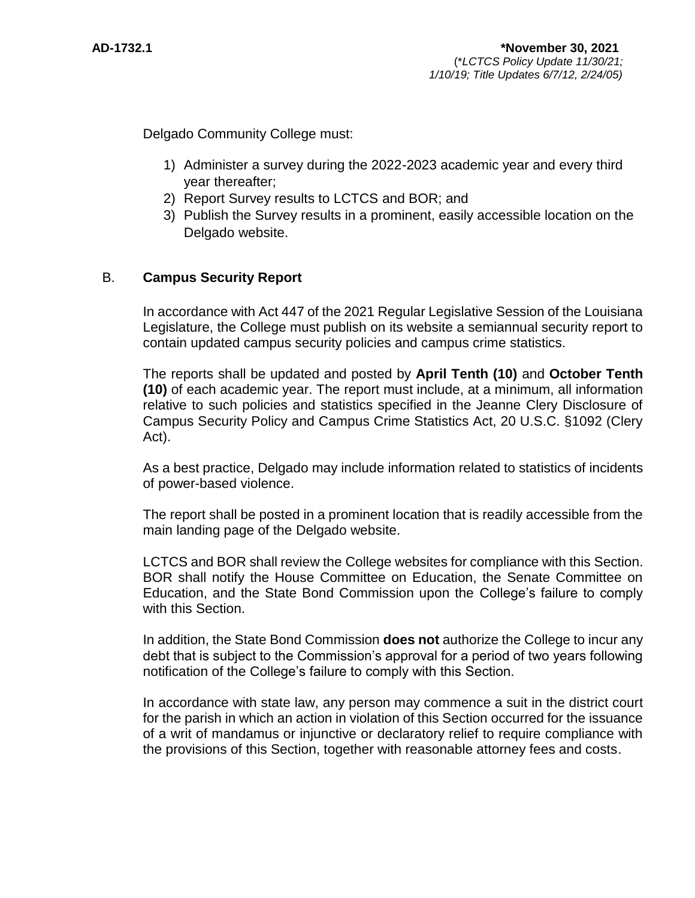Delgado Community College must:

1) Administer a survey during the 2022-2023 academic year and every third year thereafter;
2) Report Survey results to LCTCS and BOR; and
3) Publish the Survey results in a prominent, easily accessible location on the Delgado website.

B. **Campus Security Report**

In accordance with Act 447 of the 2021 Regular Legislative Session of the Louisiana Legislature, the College must publish on its website a semiannual security report to contain updated campus security policies and campus crime statistics.

The reports shall be updated and posted by **April Tenth (10)** and **October Tenth (10)** of each academic year. The report must include, at a minimum, all information relative to such policies and statistics specified in the Jeanne Clery Disclosure of Campus Security Policy and Campus Crime Statistics Act, 20 U.S.C. §1092 (Clery Act).

As a best practice, Delgado may include information related to statistics of incidents of power-based violence.

The report shall be posted in a prominent location that is readily accessible from the main landing page of the Delgado website.

LCTCS and BOR shall review the College websites for compliance with this Section. BOR shall notify the House Committee on Education, the Senate Committee on Education, and the State Bond Commission upon the College's failure to comply with this Section.

In addition, the State Bond Commission **does not** authorize the College to incur any debt that is subject to the Commission's approval for a period of two years following notification of the College's failure to comply with this Section.

In accordance with state law, any person may commence a suit in the district court for the parish in which an action in violation of this Section occurred for the issuance of a writ of mandamus or injunctive or declaratory relief to require compliance with the provisions of this Section, together with reasonable attorney fees and costs.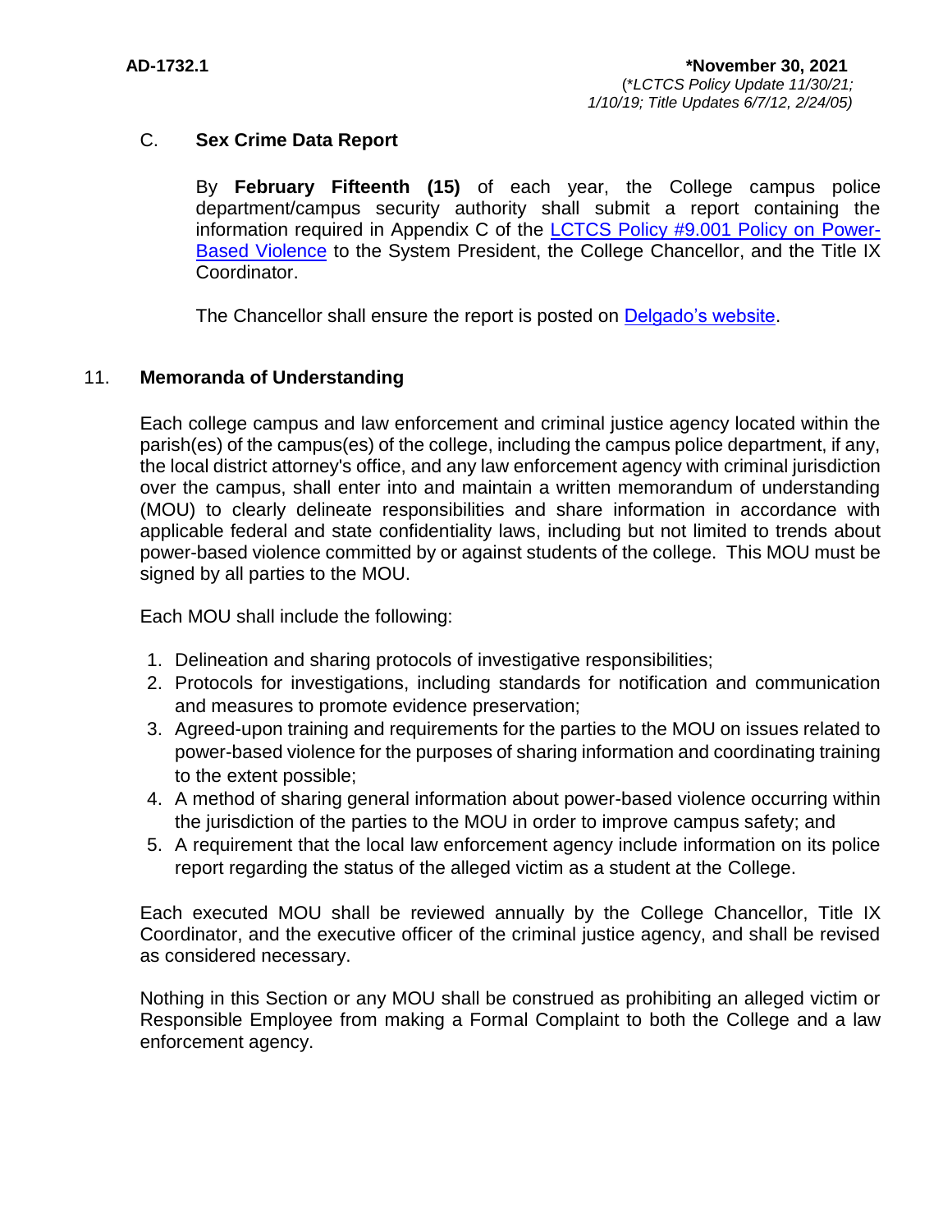### C. **Sex Crime Data Report**

By **February Fifteenth (15)** of each year, the College campus police department/campus security authority shall submit a report containing the information required in Appendix C of the LCTCS Policy #9.001 Policy on Power-Based Violence to the System President, the College Chancellor, and the Title IX Coordinator.

The Chancellor shall ensure the report is posted on Delgado's website.

## 11. **Memoranda of Understanding**

Each college campus and law enforcement and criminal justice agency located within the parish(es) of the campus(es) of the college, including the campus police department, if any, the local district attorney's office, and any law enforcement agency with criminal jurisdiction over the campus, shall enter into and maintain a written memorandum of understanding (MOU) to clearly delineate responsibilities and share information in accordance with applicable federal and state confidentiality laws, including but not limited to trends about power-based violence committed by or against students of the college. This MOU must be signed by all parties to the MOU.

Each MOU shall include the following:

1. Delineation and sharing protocols of investigative responsibilities;
2. Protocols for investigations, including standards for notification and communication and measures to promote evidence preservation;
3. Agreed-upon training and requirements for the parties to the MOU on issues related to power-based violence for the purposes of sharing information and coordinating training to the extent possible;
4. A method of sharing general information about power-based violence occurring within the jurisdiction of the parties to the MOU in order to improve campus safety; and
5. A requirement that the local law enforcement agency include information on its police report regarding the status of the alleged victim as a student at the College.

Each executed MOU shall be reviewed annually by the College Chancellor, Title IX Coordinator, and the executive officer of the criminal justice agency, and shall be revised as considered necessary.

Nothing in this Section or any MOU shall be construed as prohibiting an alleged victim or Responsible Employee from making a Formal Complaint to both the College and a law enforcement agency.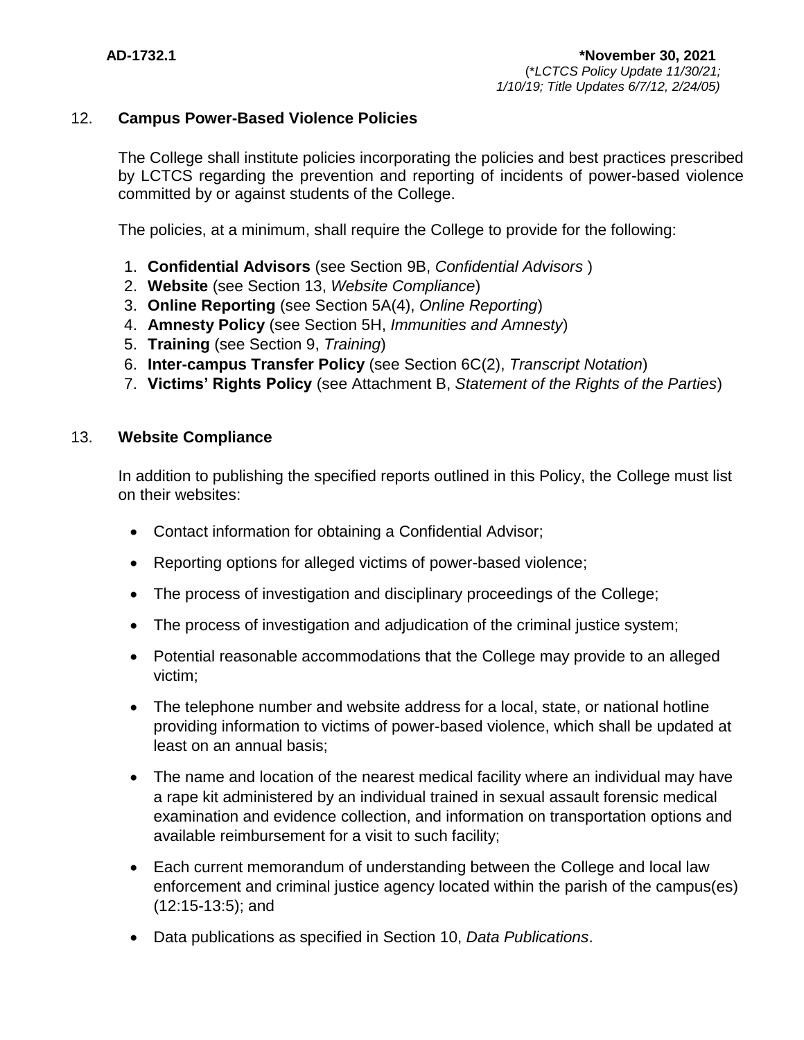## 12. Campus Power-Based Violence Policies

The College shall institute policies incorporating the policies and best practices prescribed by LCTCS regarding the prevention and reporting of incidents of power-based violence committed by or against students of the College.

The policies, at a minimum, shall require the College to provide for the following:

1. **Confidential Advisors** (see Section 9B, *Confidential Advisors* )
2. **Website** (see Section 13, *Website Compliance*)
3. **Online Reporting** (see Section 5A(4), *Online Reporting*)
4. **Amnesty Policy** (see Section 5H, *Immunities and Amnesty*)
5. **Training** (see Section 9, *Training*)
6. **Inter-campus Transfer Policy** (see Section 6C(2), *Transcript Notation*)
7. **Victims' Rights Policy** (see Attachment B, *Statement of the Rights of the Parties*)

## 13. Website Compliance

In addition to publishing the specified reports outlined in this Policy, the College must list on their websites:

- Contact information for obtaining a Confidential Advisor;
- Reporting options for alleged victims of power-based violence;
- The process of investigation and disciplinary proceedings of the College;
- The process of investigation and adjudication of the criminal justice system;
- Potential reasonable accommodations that the College may provide to an alleged victim;
- The telephone number and website address for a local, state, or national hotline providing information to victims of power-based violence, which shall be updated at least on an annual basis;
- The name and location of the nearest medical facility where an individual may have a rape kit administered by an individual trained in sexual assault forensic medical examination and evidence collection, and information on transportation options and available reimbursement for a visit to such facility;
- Each current memorandum of understanding between the College and local law enforcement and criminal justice agency located within the parish of the campus(es) (12:15-13:5); and
- Data publications as specified in Section 10, *Data Publications*.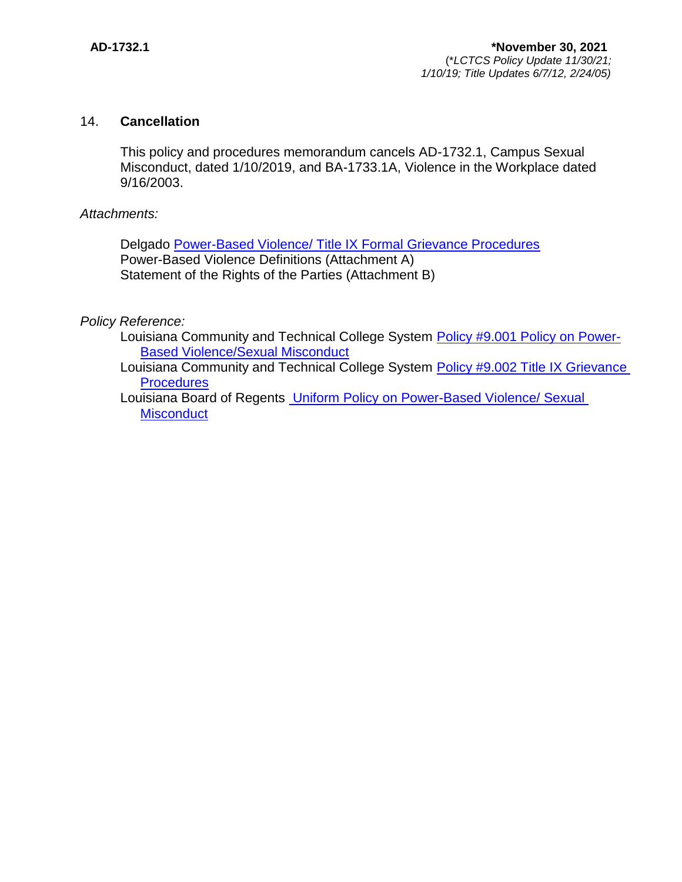## 14. Cancellation

This policy and procedures memorandum cancels AD-1732.1, Campus Sexual Misconduct, dated 1/10/2019, and BA-1733.1A, Violence in the Workplace dated 9/16/2003.

*Attachments:*

Delgado Power-Based Violence/ Title IX Formal Grievance Procedures
Power-Based Violence Definitions (Attachment A)
Statement of the Rights of the Parties (Attachment B)

*Policy Reference:*

Louisiana Community and Technical College System Policy #9.001 Policy on Power-Based Violence/Sexual Misconduct
Louisiana Community and Technical College System Policy #9.002 Title IX Grievance Procedures
Louisiana Board of Regents Uniform Policy on Power-Based Violence/ Sexual Misconduct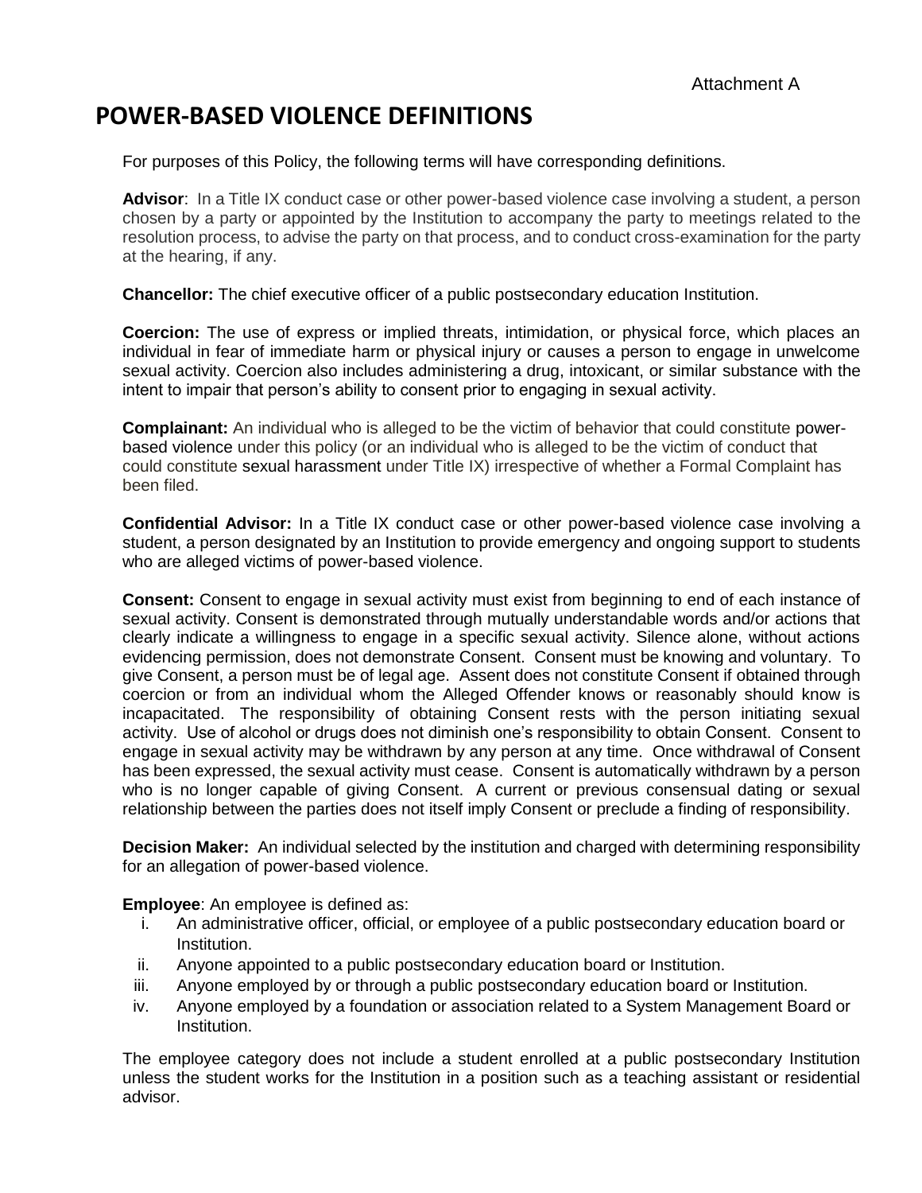Attachment A

# POWER-BASED VIOLENCE DEFINITIONS

For purposes of this Policy, the following terms will have corresponding definitions.

**Advisor**: In a Title IX conduct case or other power-based violence case involving a student, a person chosen by a party or appointed by the Institution to accompany the party to meetings related to the resolution process, to advise the party on that process, and to conduct cross-examination for the party at the hearing, if any.

**Chancellor:** The chief executive officer of a public postsecondary education Institution.

**Coercion:** The use of express or implied threats, intimidation, or physical force, which places an individual in fear of immediate harm or physical injury or causes a person to engage in unwelcome sexual activity. Coercion also includes administering a drug, intoxicant, or similar substance with the intent to impair that person's ability to consent prior to engaging in sexual activity.

**Complainant:** An individual who is alleged to be the victim of behavior that could constitute power-based violence under this policy (or an individual who is alleged to be the victim of conduct that could constitute sexual harassment under Title IX) irrespective of whether a Formal Complaint has been filed.

**Confidential Advisor:** In a Title IX conduct case or other power-based violence case involving a student, a person designated by an Institution to provide emergency and ongoing support to students who are alleged victims of power-based violence.

**Consent:** Consent to engage in sexual activity must exist from beginning to end of each instance of sexual activity. Consent is demonstrated through mutually understandable words and/or actions that clearly indicate a willingness to engage in a specific sexual activity. Silence alone, without actions evidencing permission, does not demonstrate Consent. Consent must be knowing and voluntary. To give Consent, a person must be of legal age. Assent does not constitute Consent if obtained through coercion or from an individual whom the Alleged Offender knows or reasonably should know is incapacitated. The responsibility of obtaining Consent rests with the person initiating sexual activity. Use of alcohol or drugs does not diminish one's responsibility to obtain Consent. Consent to engage in sexual activity may be withdrawn by any person at any time. Once withdrawal of Consent has been expressed, the sexual activity must cease. Consent is automatically withdrawn by a person who is no longer capable of giving Consent. A current or previous consensual dating or sexual relationship between the parties does not itself imply Consent or preclude a finding of responsibility.

**Decision Maker:** An individual selected by the institution and charged with determining responsibility for an allegation of power-based violence.

**Employee**: An employee is defined as:

i. An administrative officer, official, or employee of a public postsecondary education board or Institution.
ii. Anyone appointed to a public postsecondary education board or Institution.
iii. Anyone employed by or through a public postsecondary education board or Institution.
iv. Anyone employed by a foundation or association related to a System Management Board or Institution.

The employee category does not include a student enrolled at a public postsecondary Institution unless the student works for the Institution in a position such as a teaching assistant or residential advisor.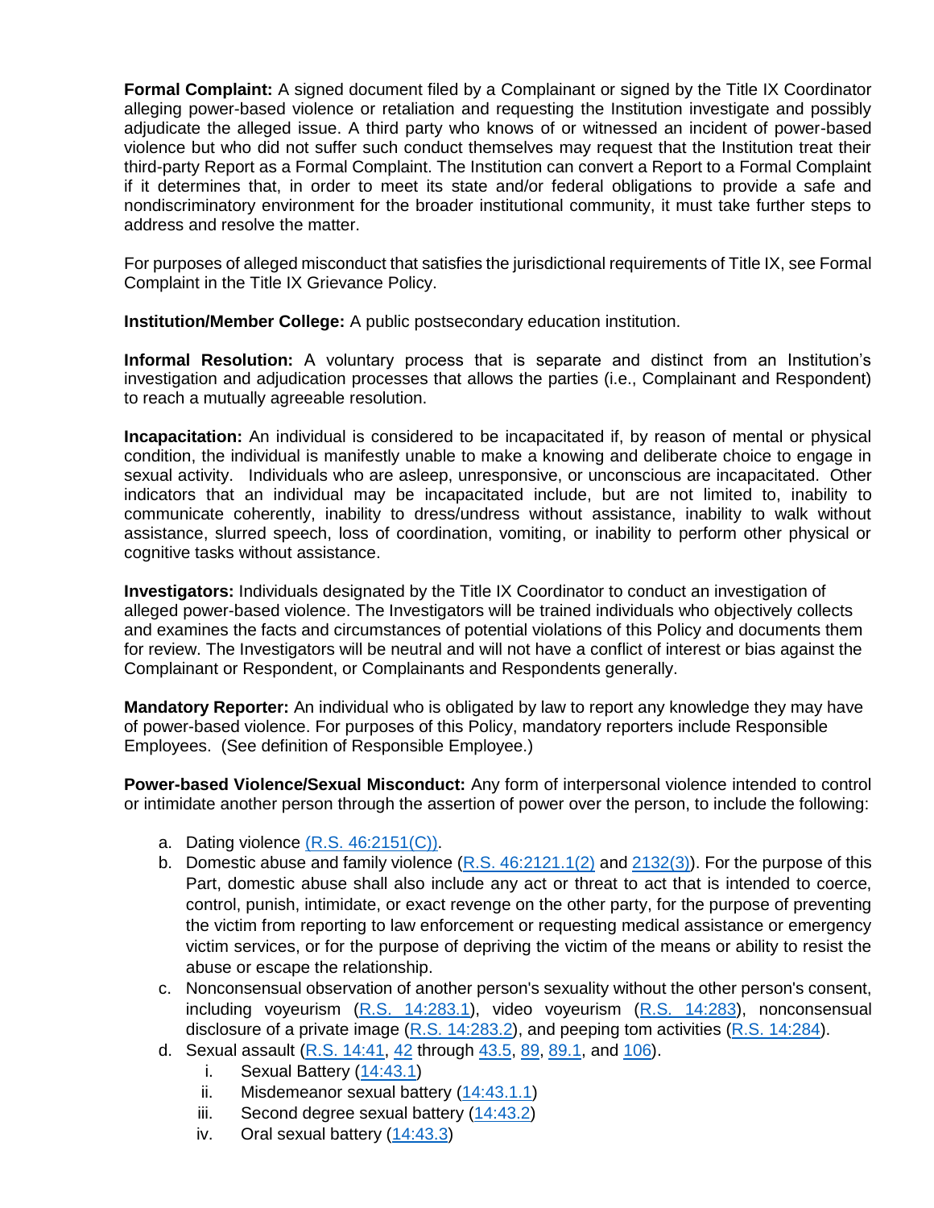**Formal Complaint:** A signed document filed by a Complainant or signed by the Title IX Coordinator alleging power-based violence or retaliation and requesting the Institution investigate and possibly adjudicate the alleged issue. A third party who knows of or witnessed an incident of power-based violence but who did not suffer such conduct themselves may request that the Institution treat their third-party Report as a Formal Complaint. The Institution can convert a Report to a Formal Complaint if it determines that, in order to meet its state and/or federal obligations to provide a safe and nondiscriminatory environment for the broader institutional community, it must take further steps to address and resolve the matter.

For purposes of alleged misconduct that satisfies the jurisdictional requirements of Title IX, see Formal Complaint in the Title IX Grievance Policy.

**Institution/Member College:** A public postsecondary education institution.

**Informal Resolution:** A voluntary process that is separate and distinct from an Institution's investigation and adjudication processes that allows the parties (i.e., Complainant and Respondent) to reach a mutually agreeable resolution.

**Incapacitation:** An individual is considered to be incapacitated if, by reason of mental or physical condition, the individual is manifestly unable to make a knowing and deliberate choice to engage in sexual activity. Individuals who are asleep, unresponsive, or unconscious are incapacitated. Other indicators that an individual may be incapacitated include, but are not limited to, inability to communicate coherently, inability to dress/undress without assistance, inability to walk without assistance, slurred speech, loss of coordination, vomiting, or inability to perform other physical or cognitive tasks without assistance.

**Investigators:** Individuals designated by the Title IX Coordinator to conduct an investigation of alleged power-based violence. The Investigators will be trained individuals who objectively collects and examines the facts and circumstances of potential violations of this Policy and documents them for review. The Investigators will be neutral and will not have a conflict of interest or bias against the Complainant or Respondent, or Complainants and Respondents generally.

**Mandatory Reporter:** An individual who is obligated by law to report any knowledge they may have of power-based violence. For purposes of this Policy, mandatory reporters include Responsible Employees. (See definition of Responsible Employee.)

**Power-based Violence/Sexual Misconduct:** Any form of interpersonal violence intended to control or intimidate another person through the assertion of power over the person, to include the following:

a. Dating violence (R.S. 46:2151(C)).
b. Domestic abuse and family violence (R.S. 46:2121.1(2) and 2132(3)). For the purpose of this Part, domestic abuse shall also include any act or threat to act that is intended to coerce, control, punish, intimidate, or exact revenge on the other party, for the purpose of preventing the victim from reporting to law enforcement or requesting medical assistance or emergency victim services, or for the purpose of depriving the victim of the means or ability to resist the abuse or escape the relationship.
c. Nonconsensual observation of another person's sexuality without the other person's consent, including voyeurism (R.S. 14:283.1), video voyeurism (R.S. 14:283), nonconsensual disclosure of a private image (R.S. 14:283.2), and peeping tom activities (R.S. 14:284).
d. Sexual assault (R.S. 14:41, 42 through 43.5, 89, 89.1, and 106).
    i. Sexual Battery (14:43.1)
    ii. Misdemeanor sexual battery (14:43.1.1)
    iii. Second degree sexual battery (14:43.2)
    iv. Oral sexual battery (14:43.3)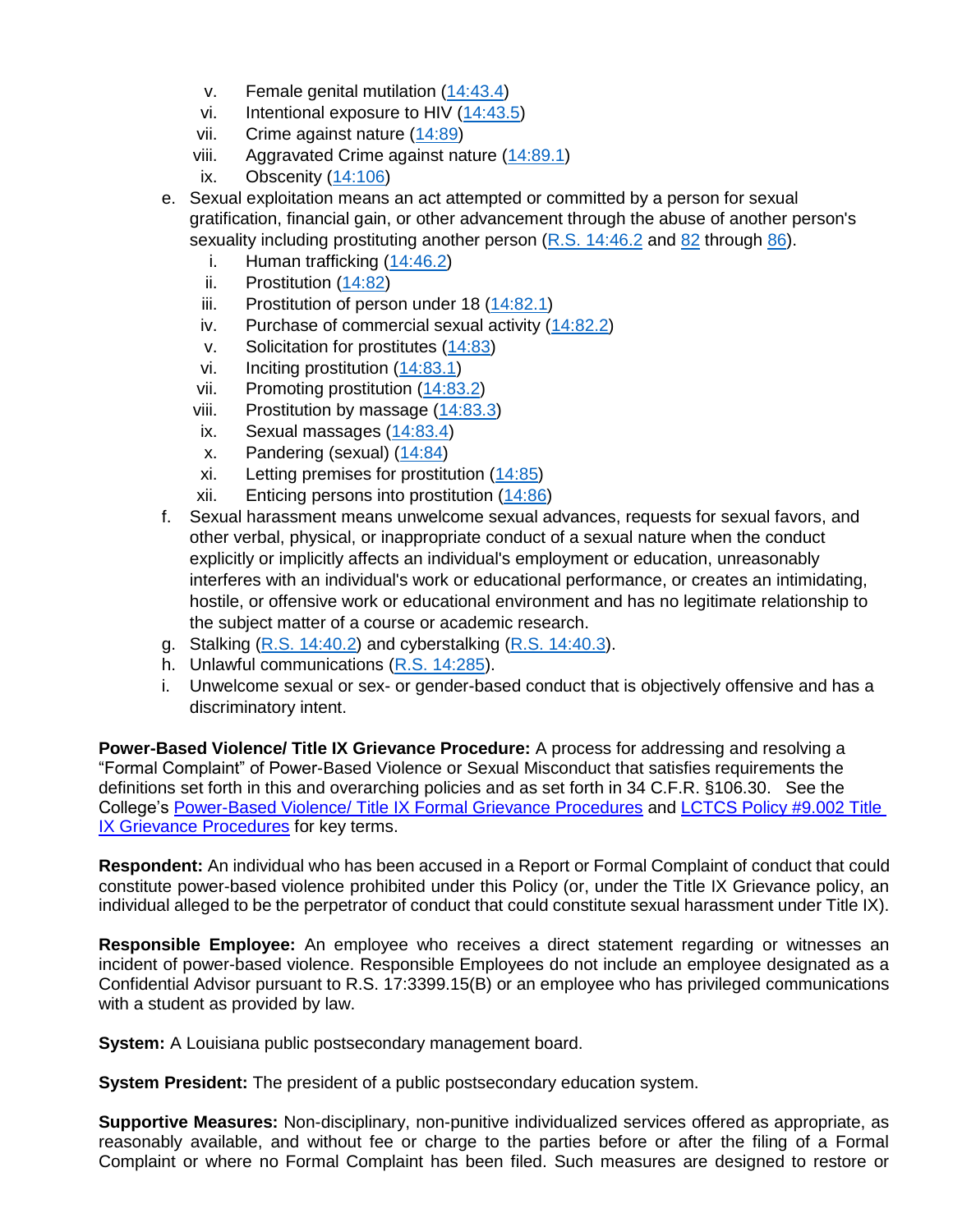v. Female genital mutilation (14:43.4)
   vi. Intentional exposure to HIV (14:43.5)
   vii. Crime against nature (14:89)
   viii. Aggravated Crime against nature (14:89.1)
   ix. Obscenity (14:106)

e. Sexual exploitation means an act attempted or committed by a person for sexual gratification, financial gain, or other advancement through the abuse of another person's sexuality including prostituting another person (R.S. 14:46.2 and 82 through 86).
   i. Human trafficking (14:46.2)
   ii. Prostitution (14:82)
   iii. Prostitution of person under 18 (14:82.1)
   iv. Purchase of commercial sexual activity (14:82.2)
   v. Solicitation for prostitutes (14:83)
   vi. Inciting prostitution (14:83.1)
   vii. Promoting prostitution (14:83.2)
   viii. Prostitution by massage (14:83.3)
   ix. Sexual massages (14:83.4)
   x. Pandering (sexual) (14:84)
   xi. Letting premises for prostitution (14:85)
   xii. Enticing persons into prostitution (14:86)

f. Sexual harassment means unwelcome sexual advances, requests for sexual favors, and other verbal, physical, or inappropriate conduct of a sexual nature when the conduct explicitly or implicitly affects an individual's employment or education, unreasonably interferes with an individual's work or educational performance, or creates an intimidating, hostile, or offensive work or educational environment and has no legitimate relationship to the subject matter of a course or academic research.

g. Stalking (R.S. 14:40.2) and cyberstalking (R.S. 14:40.3).

h. Unlawful communications (R.S. 14:285).

i. Unwelcome sexual or sex- or gender-based conduct that is objectively offensive and has a discriminatory intent.

**Power-Based Violence/ Title IX Grievance Procedure:** A process for addressing and resolving a "Formal Complaint" of Power-Based Violence or Sexual Misconduct that satisfies requirements the definitions set forth in this and overarching policies and as set forth in 34 C.F.R. §106.30. See the College's Power-Based Violence/ Title IX Formal Grievance Procedures and LCTCS Policy #9.002 Title IX Grievance Procedures for key terms.

**Respondent:** An individual who has been accused in a Report or Formal Complaint of conduct that could constitute power-based violence prohibited under this Policy (or, under the Title IX Grievance policy, an individual alleged to be the perpetrator of conduct that could constitute sexual harassment under Title IX).

**Responsible Employee:** An employee who receives a direct statement regarding or witnesses an incident of power-based violence. Responsible Employees do not include an employee designated as a Confidential Advisor pursuant to R.S. 17:3399.15(B) or an employee who has privileged communications with a student as provided by law.

**System:** A Louisiana public postsecondary management board.

**System President:** The president of a public postsecondary education system.

**Supportive Measures:** Non-disciplinary, non-punitive individualized services offered as appropriate, as reasonably available, and without fee or charge to the parties before or after the filing of a Formal Complaint or where no Formal Complaint has been filed. Such measures are designed to restore or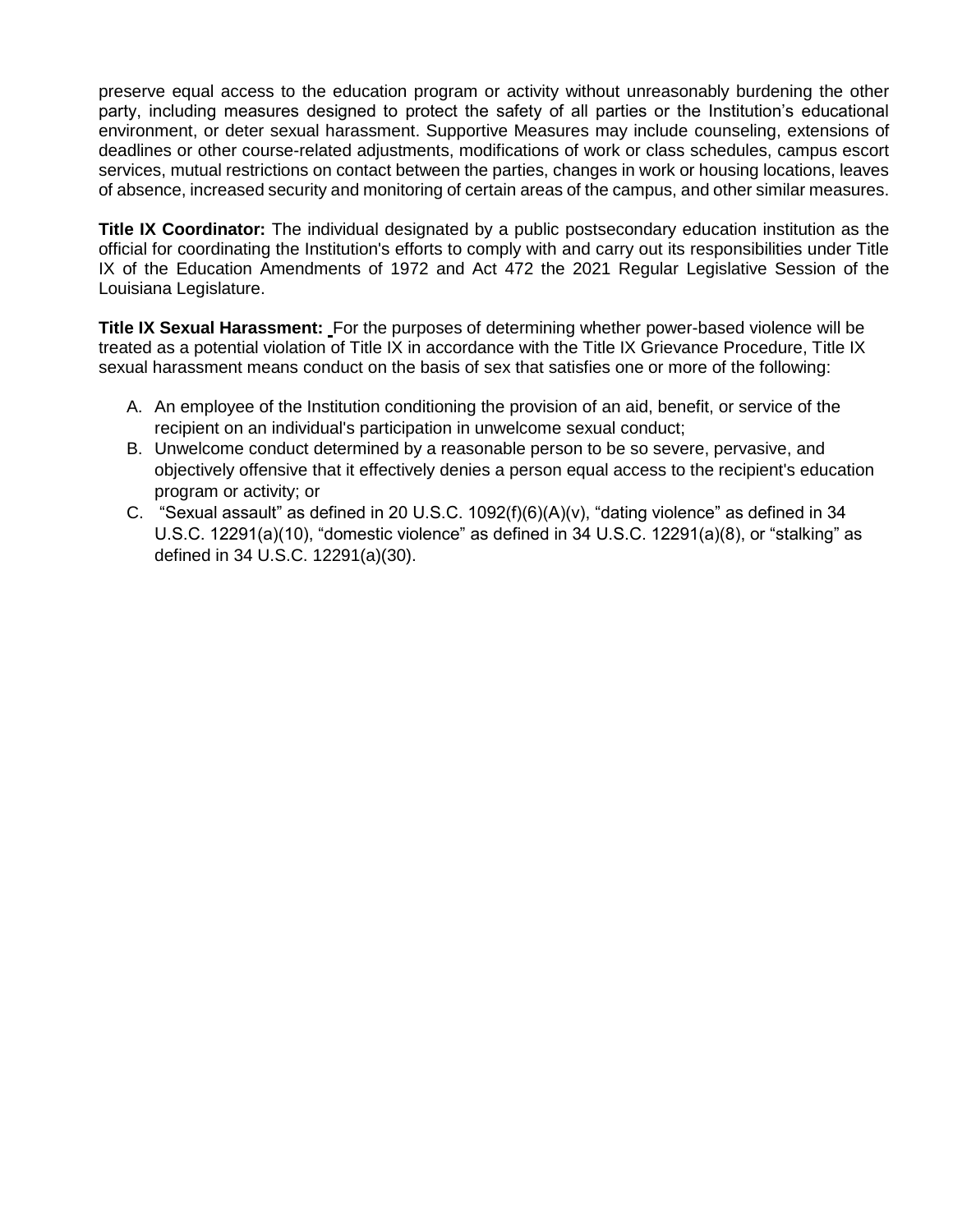preserve equal access to the education program or activity without unreasonably burdening the other party, including measures designed to protect the safety of all parties or the Institution's educational environment, or deter sexual harassment. Supportive Measures may include counseling, extensions of deadlines or other course-related adjustments, modifications of work or class schedules, campus escort services, mutual restrictions on contact between the parties, changes in work or housing locations, leaves of absence, increased security and monitoring of certain areas of the campus, and other similar measures.

**Title IX Coordinator:** The individual designated by a public postsecondary education institution as the official for coordinating the Institution's efforts to comply with and carry out its responsibilities under Title IX of the Education Amendments of 1972 and Act 472 the 2021 Regular Legislative Session of the Louisiana Legislature.

**Title IX Sexual Harassment:** For the purposes of determining whether power-based violence will be treated as a potential violation of Title IX in accordance with the Title IX Grievance Procedure, Title IX sexual harassment means conduct on the basis of sex that satisfies one or more of the following:

A. An employee of the Institution conditioning the provision of an aid, benefit, or service of the recipient on an individual's participation in unwelcome sexual conduct;
B. Unwelcome conduct determined by a reasonable person to be so severe, pervasive, and objectively offensive that it effectively denies a person equal access to the recipient's education program or activity; or
C. "Sexual assault" as defined in 20 U.S.C. 1092(f)(6)(A)(v), "dating violence" as defined in 34 U.S.C. 12291(a)(10), "domestic violence" as defined in 34 U.S.C. 12291(a)(8), or "stalking" as defined in 34 U.S.C. 12291(a)(30).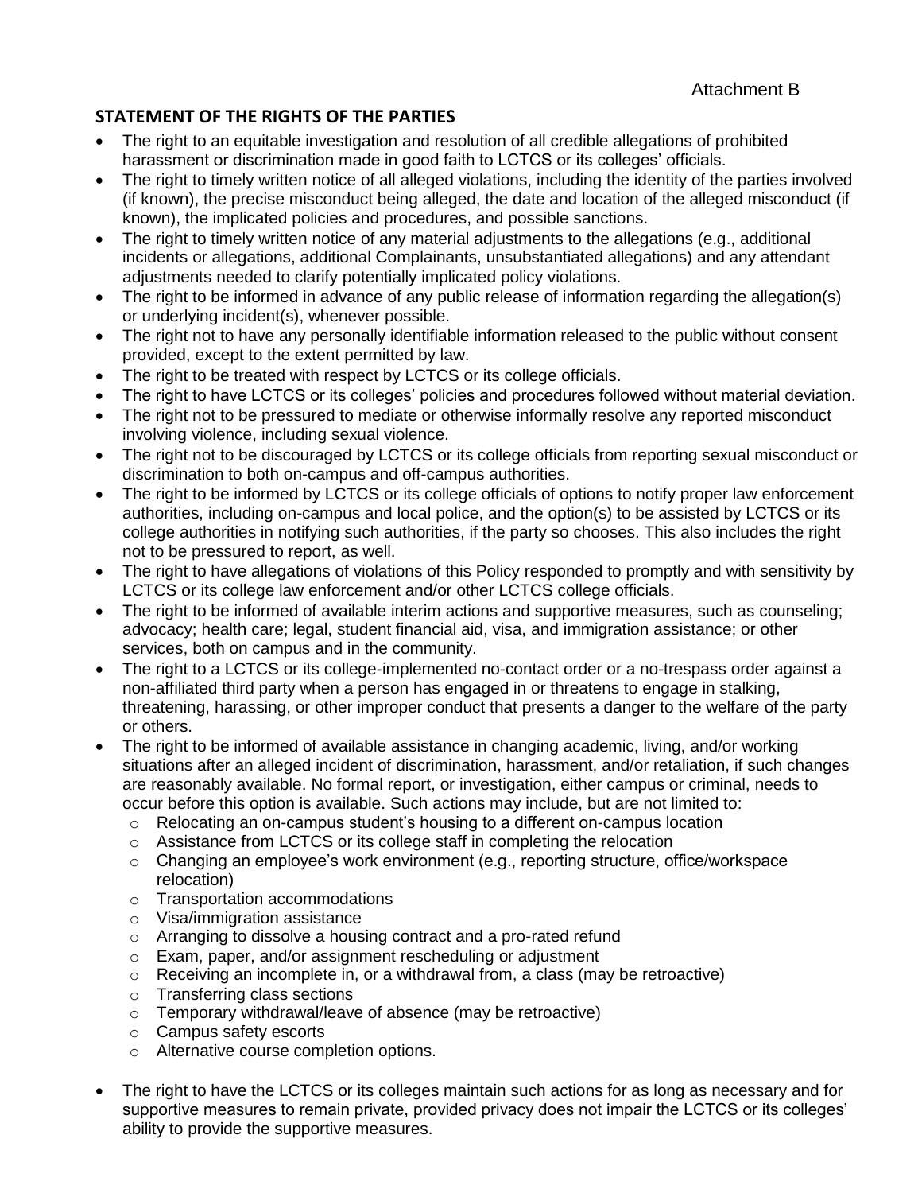Attachment B

## STATEMENT OF THE RIGHTS OF THE PARTIES

- The right to an equitable investigation and resolution of all credible allegations of prohibited harassment or discrimination made in good faith to LCTCS or its colleges' officials.
- The right to timely written notice of all alleged violations, including the identity of the parties involved (if known), the precise misconduct being alleged, the date and location of the alleged misconduct (if known), the implicated policies and procedures, and possible sanctions.
- The right to timely written notice of any material adjustments to the allegations (e.g., additional incidents or allegations, additional Complainants, unsubstantiated allegations) and any attendant adjustments needed to clarify potentially implicated policy violations.
- The right to be informed in advance of any public release of information regarding the allegation(s) or underlying incident(s), whenever possible.
- The right not to have any personally identifiable information released to the public without consent provided, except to the extent permitted by law.
- The right to be treated with respect by LCTCS or its college officials.
- The right to have LCTCS or its colleges' policies and procedures followed without material deviation.
- The right not to be pressured to mediate or otherwise informally resolve any reported misconduct involving violence, including sexual violence.
- The right not to be discouraged by LCTCS or its college officials from reporting sexual misconduct or discrimination to both on-campus and off-campus authorities.
- The right to be informed by LCTCS or its college officials of options to notify proper law enforcement authorities, including on-campus and local police, and the option(s) to be assisted by LCTCS or its college authorities in notifying such authorities, if the party so chooses. This also includes the right not to be pressured to report, as well.
- The right to have allegations of violations of this Policy responded to promptly and with sensitivity by LCTCS or its college law enforcement and/or other LCTCS college officials.
- The right to be informed of available interim actions and supportive measures, such as counseling; advocacy; health care; legal, student financial aid, visa, and immigration assistance; or other services, both on campus and in the community.
- The right to a LCTCS or its college-implemented no-contact order or a no-trespass order against a non-affiliated third party when a person has engaged in or threatens to engage in stalking, threatening, harassing, or other improper conduct that presents a danger to the welfare of the party or others.
- The right to be informed of available assistance in changing academic, living, and/or working situations after an alleged incident of discrimination, harassment, and/or retaliation, if such changes are reasonably available. No formal report, or investigation, either campus or criminal, needs to occur before this option is available. Such actions may include, but are not limited to:
  - Relocating an on-campus student's housing to a different on-campus location
  - Assistance from LCTCS or its college staff in completing the relocation
  - Changing an employee's work environment (e.g., reporting structure, office/workspace relocation)
  - Transportation accommodations
  - Visa/immigration assistance
  - Arranging to dissolve a housing contract and a pro-rated refund
  - Exam, paper, and/or assignment rescheduling or adjustment
  - Receiving an incomplete in, or a withdrawal from, a class (may be retroactive)
  - Transferring class sections
  - Temporary withdrawal/leave of absence (may be retroactive)
  - Campus safety escorts
  - Alternative course completion options.

- The right to have the LCTCS or its colleges maintain such actions for as long as necessary and for supportive measures to remain private, provided privacy does not impair the LCTCS or its colleges' ability to provide the supportive measures.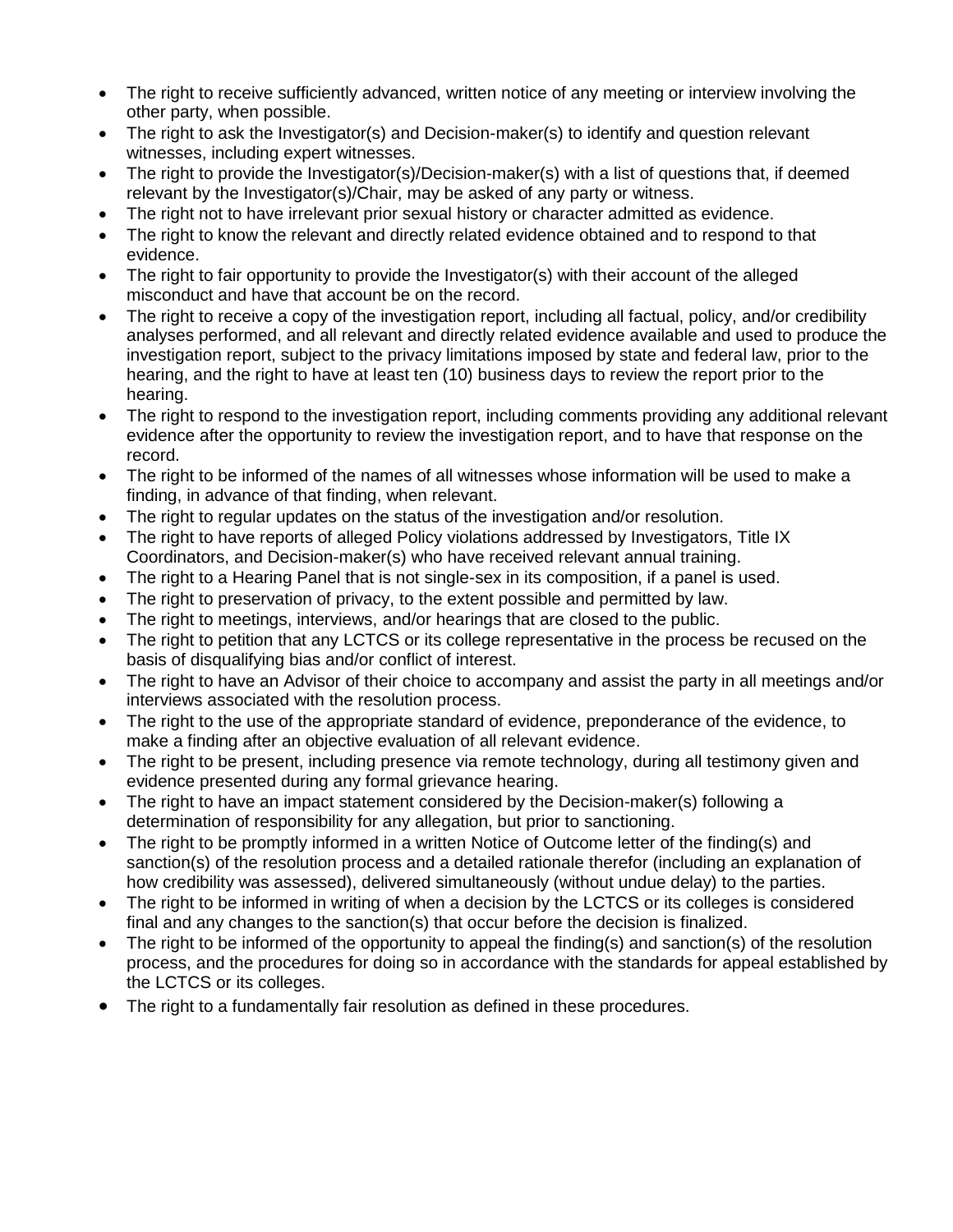- The right to receive sufficiently advanced, written notice of any meeting or interview involving the other party, when possible.
- The right to ask the Investigator(s) and Decision-maker(s) to identify and question relevant witnesses, including expert witnesses.
- The right to provide the Investigator(s)/Decision-maker(s) with a list of questions that, if deemed relevant by the Investigator(s)/Chair, may be asked of any party or witness.
- The right not to have irrelevant prior sexual history or character admitted as evidence.
- The right to know the relevant and directly related evidence obtained and to respond to that evidence.
- The right to fair opportunity to provide the Investigator(s) with their account of the alleged misconduct and have that account be on the record.
- The right to receive a copy of the investigation report, including all factual, policy, and/or credibility analyses performed, and all relevant and directly related evidence available and used to produce the investigation report, subject to the privacy limitations imposed by state and federal law, prior to the hearing, and the right to have at least ten (10) business days to review the report prior to the hearing.
- The right to respond to the investigation report, including comments providing any additional relevant evidence after the opportunity to review the investigation report, and to have that response on the record.
- The right to be informed of the names of all witnesses whose information will be used to make a finding, in advance of that finding, when relevant.
- The right to regular updates on the status of the investigation and/or resolution.
- The right to have reports of alleged Policy violations addressed by Investigators, Title IX Coordinators, and Decision-maker(s) who have received relevant annual training.
- The right to a Hearing Panel that is not single-sex in its composition, if a panel is used.
- The right to preservation of privacy, to the extent possible and permitted by law.
- The right to meetings, interviews, and/or hearings that are closed to the public.
- The right to petition that any LCTCS or its college representative in the process be recused on the basis of disqualifying bias and/or conflict of interest.
- The right to have an Advisor of their choice to accompany and assist the party in all meetings and/or interviews associated with the resolution process.
- The right to the use of the appropriate standard of evidence, preponderance of the evidence, to make a finding after an objective evaluation of all relevant evidence.
- The right to be present, including presence via remote technology, during all testimony given and evidence presented during any formal grievance hearing.
- The right to have an impact statement considered by the Decision-maker(s) following a determination of responsibility for any allegation, but prior to sanctioning.
- The right to be promptly informed in a written Notice of Outcome letter of the finding(s) and sanction(s) of the resolution process and a detailed rationale therefor (including an explanation of how credibility was assessed), delivered simultaneously (without undue delay) to the parties.
- The right to be informed in writing of when a decision by the LCTCS or its colleges is considered final and any changes to the sanction(s) that occur before the decision is finalized.
- The right to be informed of the opportunity to appeal the finding(s) and sanction(s) of the resolution process, and the procedures for doing so in accordance with the standards for appeal established by the LCTCS or its colleges.
- The right to a fundamentally fair resolution as defined in these procedures.